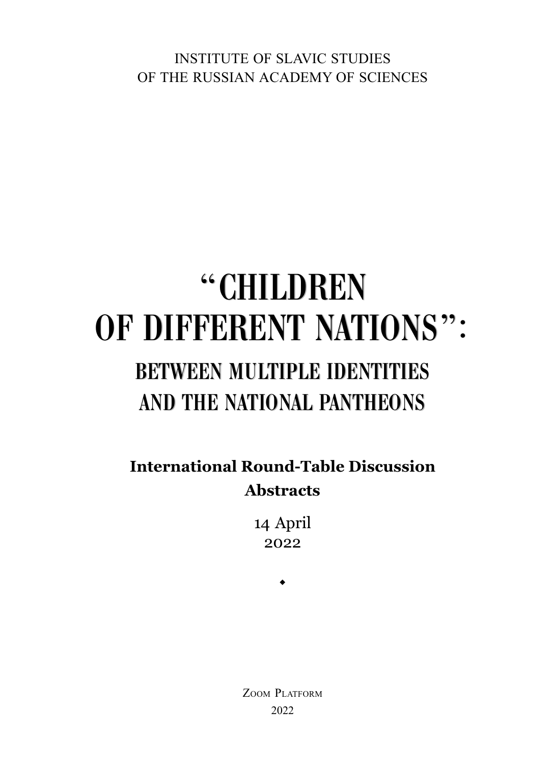INSTITUTE OF SLAVIC STUDIES
OF THE RUSSIAN ACADEMY OF SCIENCES

# "CHILDREN OF DIFFERENT NATIONS":

## BETWEEN MULTIPLE IDENTITIES AND THE NATIONAL PANTHEONS

**International Round-Table Discussion**
**Abstracts**

14 April
2022

◆

Zoom Platform
2022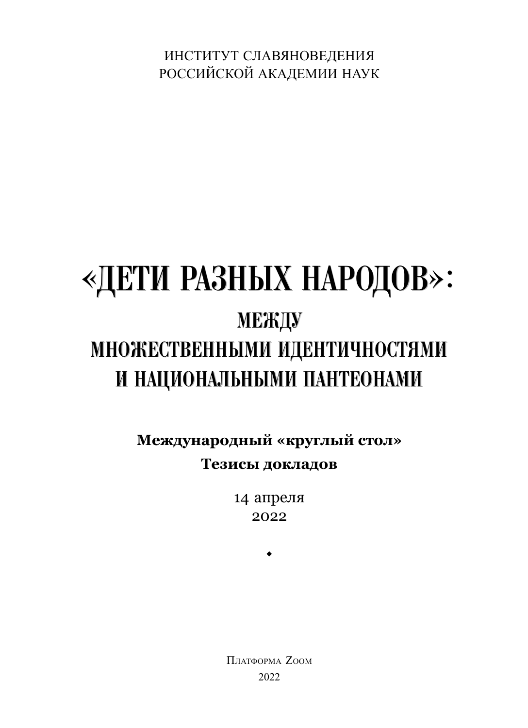ИНСТИТУТ СЛАВЯНОВЕДЕНИЯ
РОССИЙСКОЙ АКАДЕМИИ НАУК

# «ДЕТИ РАЗНЫХ НАРОДОВ»:

## МЕЖДУ МНОЖЕСТВЕННЫМИ ИДЕНТИЧНОСТЯМИ И НАЦИОНАЛЬНЫМИ ПАНТЕОНАМИ

**Международный «круглый стол»**

**Тезисы докладов**

14 апреля
2022

◆

Платформа Zoom
2022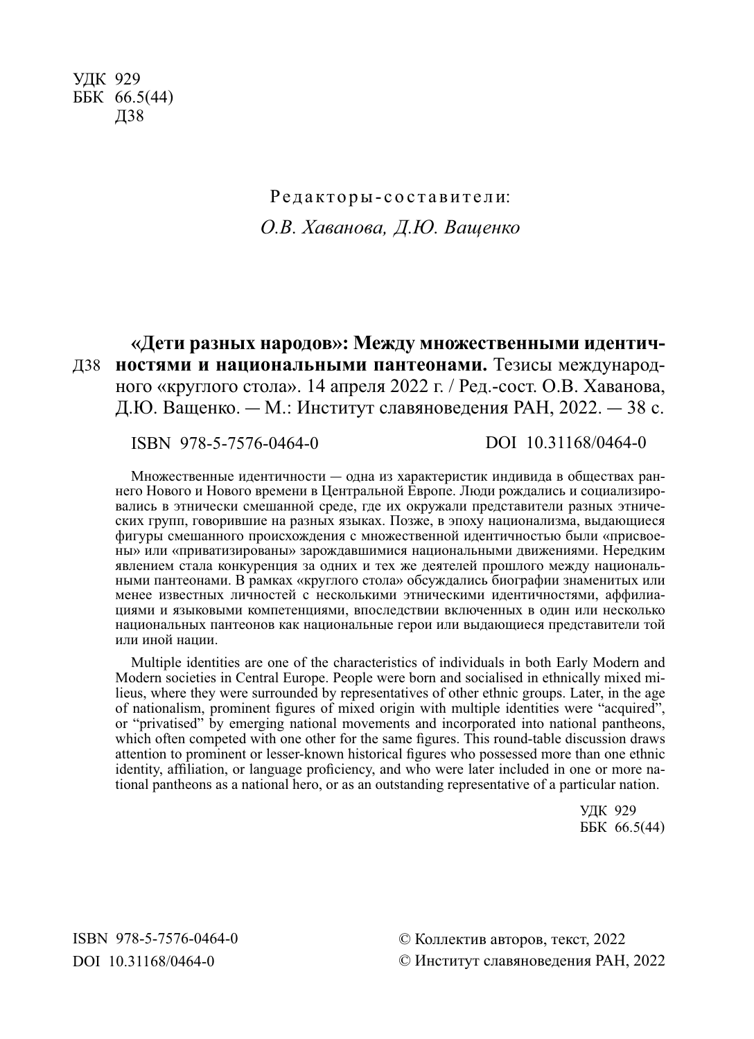УДК 929
ББК 66.5(44)
Д38

Редакторы-составители:
*О.В. Хаванова, Д.Ю. Ващенко*

Д38 **«Дети разных народов»: Между множественными идентичностями и национальными пантеонами.** Тезисы международного «круглого стола». 14 апреля 2022 г. / Ред.-сост. О.В. Хаванова, Д.Ю. Ващенко. — М.: Институт славяноведения РАН, 2022. — 38 с.

ISBN 978-5-7576-0464-0 DOI 10.31168/0464-0

Множественные идентичности — одна из характеристик индивида в обществах раннего Нового и Нового времени в Центральной Европе. Люди рождались и социализировались в этнически смешанной среде, где их окружали представители разных этнических групп, говорившие на разных языках. Позже, в эпоху национализма, выдающиеся фигуры смешанного происхождения с множественной идентичностью были «присвоены» или «приватизированы» зарождавшимися национальными движениями. Нередким явлением стала конкуренция за одних и тех же деятелей прошлого между национальными пантеонами. В рамках «круглого стола» обсуждались биографии знаменитых или менее известных личностей с несколькими этническими идентичностями, аффилиациями и языковыми компетенциями, впоследствии включенных в один или несколько национальных пантеонов как национальные герои или выдающиеся представители той или иной нации.

Multiple identities are one of the characteristics of individuals in both Early Modern and Modern societies in Central Europe. People were born and socialised in ethnically mixed milieus, where they were surrounded by representatives of other ethnic groups. Later, in the age of nationalism, prominent figures of mixed origin with multiple identities were “acquired”, or “privatised” by emerging national movements and incorporated into national pantheons, which often competed with one other for the same figures. This round-table discussion draws attention to prominent or lesser-known historical figures who possessed more than one ethnic identity, affiliation, or language proficiency, and who were later included in one or more national pantheons as a national hero, or as an outstanding representative of a particular nation.

УДК 929
ББК 66.5(44)

ISBN 978-5-7576-0464-0
DOI 10.31168/0464-0

© Коллектив авторов, текст, 2022
© Институт славяноведения РАН, 2022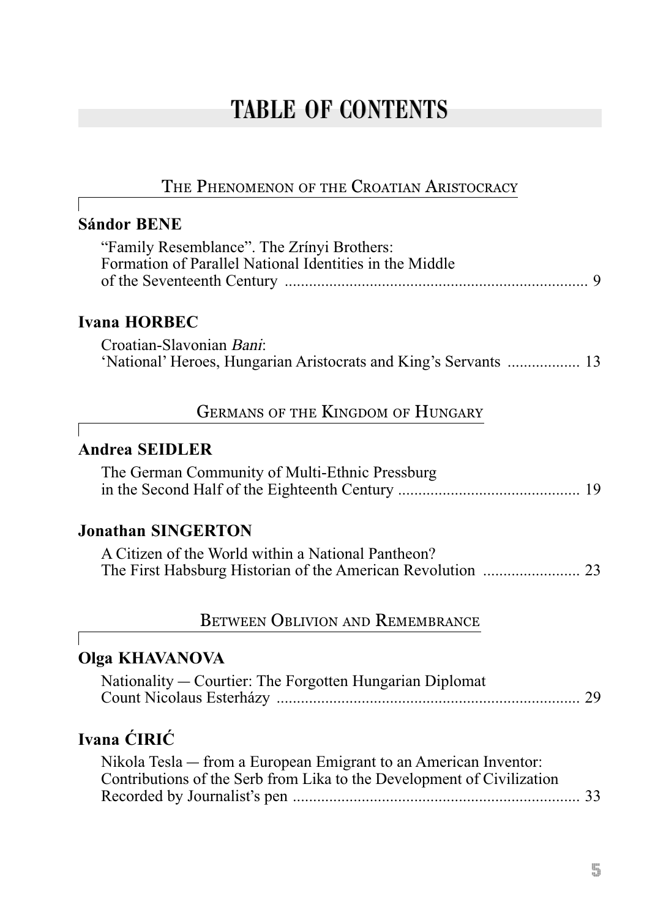# TABLE OF CONTENTS

## The Phenomenon of the Croatian Aristocracy

**Sándor BENE**

"Family Resemblance". The Zrínyi Brothers: Formation of Parallel National Identities in the Middle of the Seventeenth Century .......... 9

**Ivana HORBEC**

Croatian-Slavonian *Bani*: 'National' Heroes, Hungarian Aristocrats and King's Servants .......... 13

## Germans of the Kingdom of Hungary

**Andrea SEIDLER**

The German Community of Multi-Ethnic Pressburg in the Second Half of the Eighteenth Century .......... 19

**Jonathan SINGERTON**

A Citizen of the World within a National Pantheon? The First Habsburg Historian of the American Revolution .......... 23

## Between Oblivion and Remembrance

**Olga KHAVANOVA**

Nationality — Courtier: The Forgotten Hungarian Diplomat Count Nicolaus Esterházy .......... 29

**Ivana ĆIRIĆ**

Nikola Tesla — from a European Emigrant to an American Inventor: Contributions of the Serb from Lika to the Development of Civilization Recorded by Journalist's pen .......... 33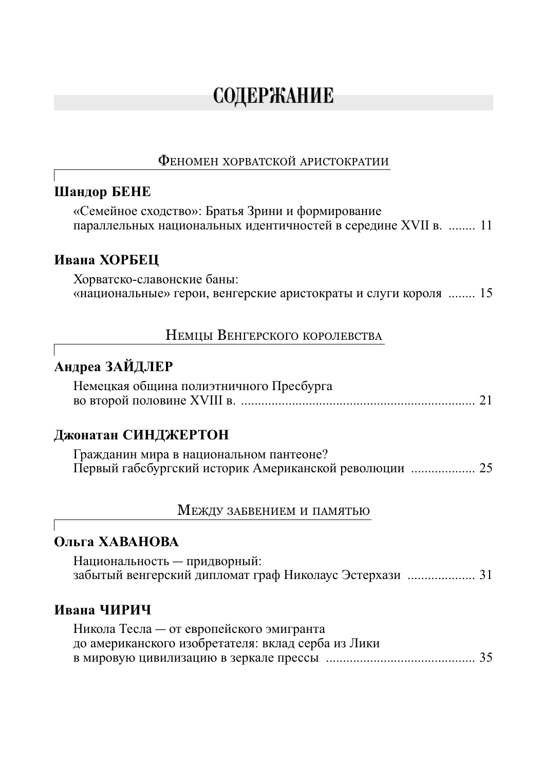# СОДЕРЖАНИЕ

## Феномен хорватской аристократии

**Шандор БЕНЕ**

«Семейное сходство»: Братья Зрини и формирование параллельных национальных идентичностей в середине XVII в. ........ 11

**Ивана ХОРБЕЦ**

Хорватско-славонские баны: «национальные» герои, венгерские аристократы и слуги короля ........ 15

## Немцы Венгерского королевства

**Андреа ЗАЙДЛЕР**

Немецкая община полиэтничного Пресбурга во второй половине XVIII в. ..................................................................... 21

**Джонатан СИНДЖЕРТОН**

Гражданин мира в национальном пантеоне? Первый габсбургский историк Американской революции .................. 25

## Между забвением и памятью

**Ольга ХАВАНОВА**

Национальность — придворный: забытый венгерский дипломат граф Николаус Эстерхази ................... 31

**Ивана ЧИРИЧ**

Никола Тесла — от европейского эмигранта до американского изобретателя: вклад серба из Лики в мировую цивилизацию в зеркале прессы ........................................... 35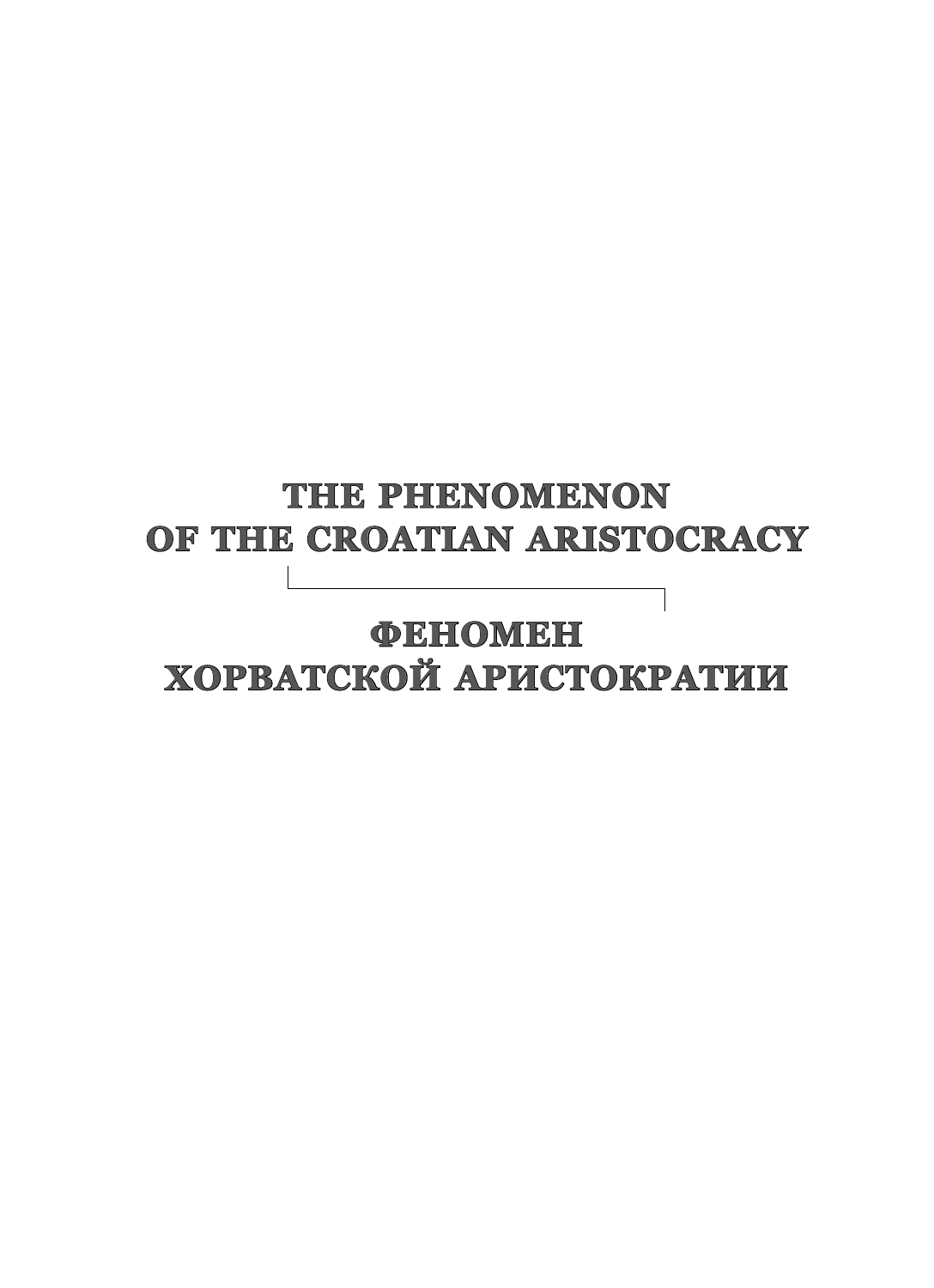# THE PHENOMENON OF THE CROATIAN ARISTOCRACY

# ФЕНОМЕН ХОРВАТСКОЙ АРИСТОКРАТИИ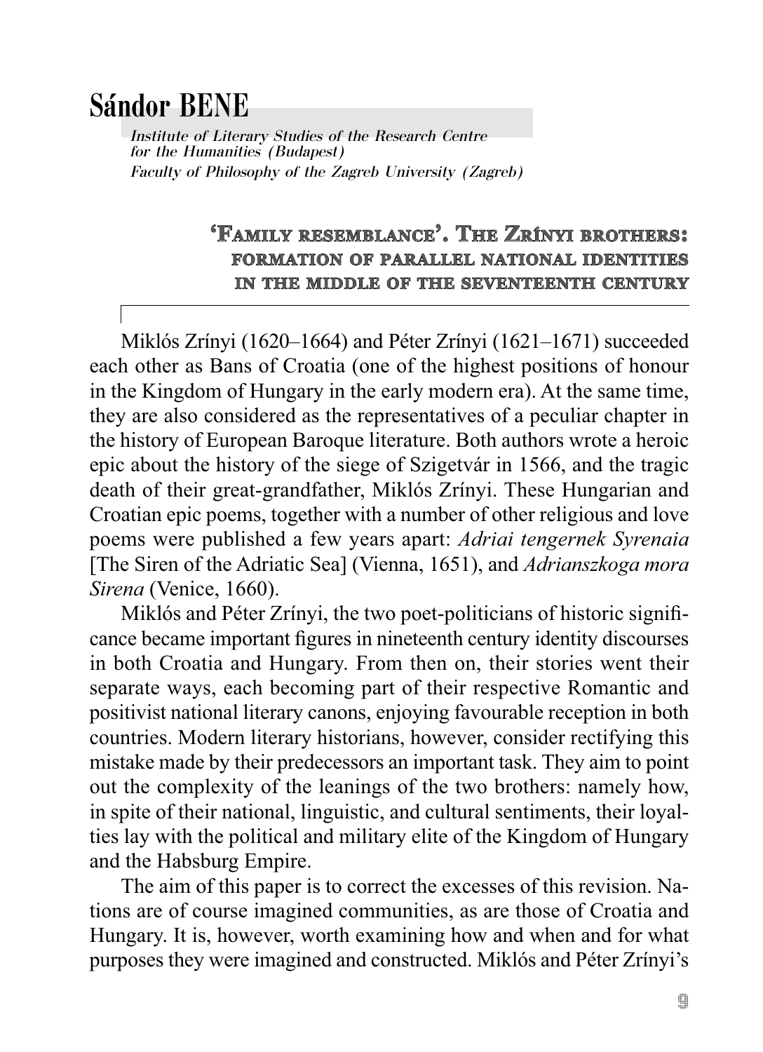# Sándor BENE

*Institute of Literary Studies of the Research Centre for the Humanities (Budapest)*
*Faculty of Philosophy of the Zagreb University (Zagreb)*

## ‘Family resemblance’. The Zrínyi brothers: formation of parallel national identities in the middle of the seventeenth century

Miklós Zrínyi (1620–1664) and Péter Zrínyi (1621–1671) succeeded each other as Bans of Croatia (one of the highest positions of honour in the Kingdom of Hungary in the early modern era). At the same time, they are also considered as the representatives of a peculiar chapter in the history of European Baroque literature. Both authors wrote a heroic epic about the history of the siege of Szigetvár in 1566, and the tragic death of their great-grandfather, Miklós Zrínyi. These Hungarian and Croatian epic poems, together with a number of other religious and love poems were published a few years apart: *Adriai tengernek Syrenaia* [The Siren of the Adriatic Sea] (Vienna, 1651), and *Adrianszkoga mora Sirena* (Venice, 1660).

Miklós and Péter Zrínyi, the two poet-politicians of historic significance became important figures in nineteenth century identity discourses in both Croatia and Hungary. From then on, their stories went their separate ways, each becoming part of their respective Romantic and positivist national literary canons, enjoying favourable reception in both countries. Modern literary historians, however, consider rectifying this mistake made by their predecessors an important task. They aim to point out the complexity of the leanings of the two brothers: namely how, in spite of their national, linguistic, and cultural sentiments, their loyalties lay with the political and military elite of the Kingdom of Hungary and the Habsburg Empire.

The aim of this paper is to correct the excesses of this revision. Nations are of course imagined communities, as are those of Croatia and Hungary. It is, however, worth examining how and when and for what purposes they were imagined and constructed. Miklós and Péter Zrínyi’s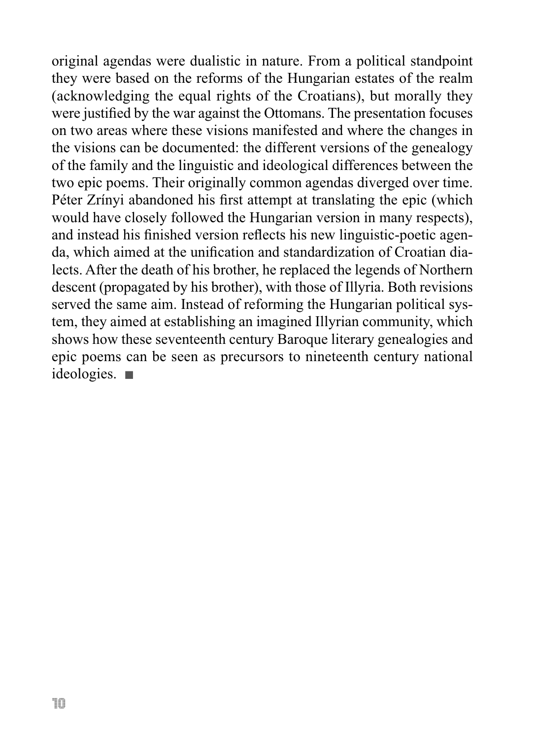original agendas were dualistic in nature. From a political standpoint they were based on the reforms of the Hungarian estates of the realm (acknowledging the equal rights of the Croatians), but morally they were justified by the war against the Ottomans. The presentation focuses on two areas where these visions manifested and where the changes in the visions can be documented: the different versions of the genealogy of the family and the linguistic and ideological differences between the two epic poems. Their originally common agendas diverged over time. Péter Zrínyi abandoned his first attempt at translating the epic (which would have closely followed the Hungarian version in many respects), and instead his finished version reflects his new linguistic-poetic agenda, which aimed at the unification and standardization of Croatian dialects. After the death of his brother, he replaced the legends of Northern descent (propagated by his brother), with those of Illyria. Both revisions served the same aim. Instead of reforming the Hungarian political system, they aimed at establishing an imagined Illyrian community, which shows how these seventeenth century Baroque literary genealogies and epic poems can be seen as precursors to nineteenth century national ideologies. ■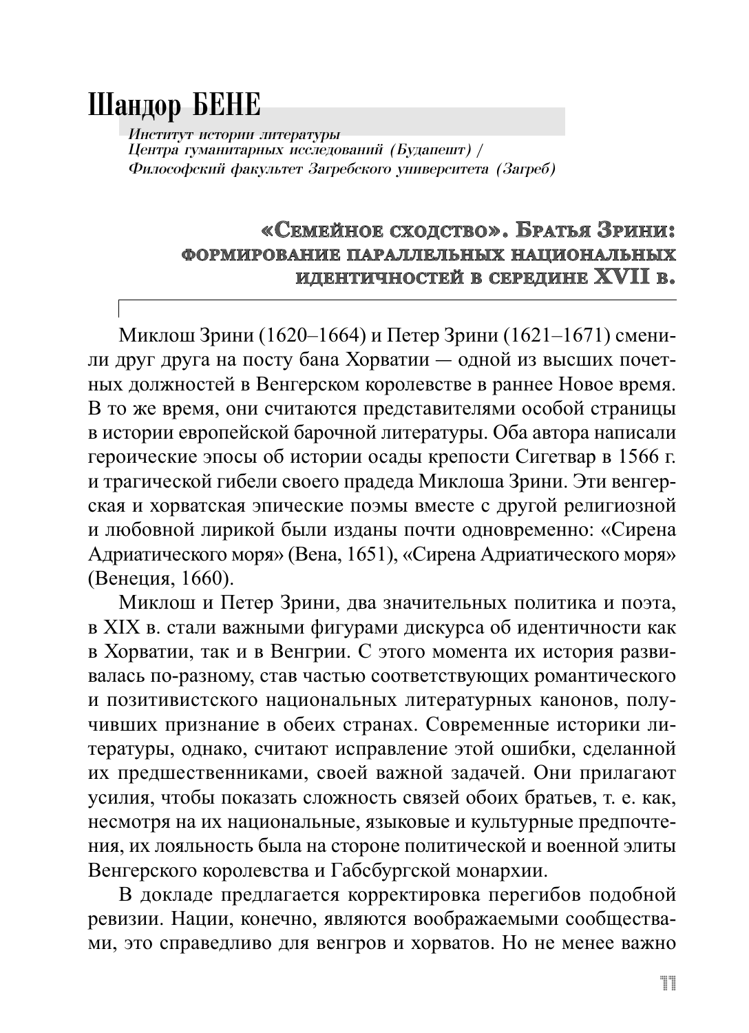# Шандор БЕНЕ

*Институт истории литературы*
*Центра гуманитарных исследований (Будапешт) /*
*Философский факультет Загребского университета (Загреб)*

## «Семейное сходство». Братья Зрини: формирование параллельных национальных идентичностей в середине XVII в.

Миклош Зрини (1620–1664) и Петер Зрини (1621–1671) сменили друг друга на посту бана Хорватии — одной из высших почетных должностей в Венгерском королевстве в раннее Новое время. В то же время, они считаются представителями особой страницы в истории европейской барочной литературы. Оба автора написали героические эпосы об истории осады крепости Сигетвар в 1566 г. и трагической гибели своего прадеда Миклоша Зрини. Эти венгерская и хорватская эпические поэмы вместе с другой религиозной и любовной лирикой были изданы почти одновременно: «Сирена Адриатического моря» (Вена, 1651), «Сирена Адриатического моря» (Венеция, 1660).

Миклош и Петер Зрини, два значительных политика и поэта, в XIX в. стали важными фигурами дискурса об идентичности как в Хорватии, так и в Венгрии. С этого момента их история развивалась по-разному, став частью соответствующих романтического и позитивистского национальных литературных канонов, получивших признание в обеих странах. Современные историки литературы, однако, считают исправление этой ошибки, сделанной их предшественниками, своей важной задачей. Они прилагают усилия, чтобы показать сложность связей обоих братьев, т. е. как, несмотря на их национальные, языковые и культурные предпочтения, их лояльность была на стороне политической и военной элиты Венгерского королевства и Габсбургской монархии.

В докладе предлагается корректировка перегибов подобной ревизии. Нации, конечно, являются воображаемыми сообществами, это справедливо для венгров и хорватов. Но не менее важно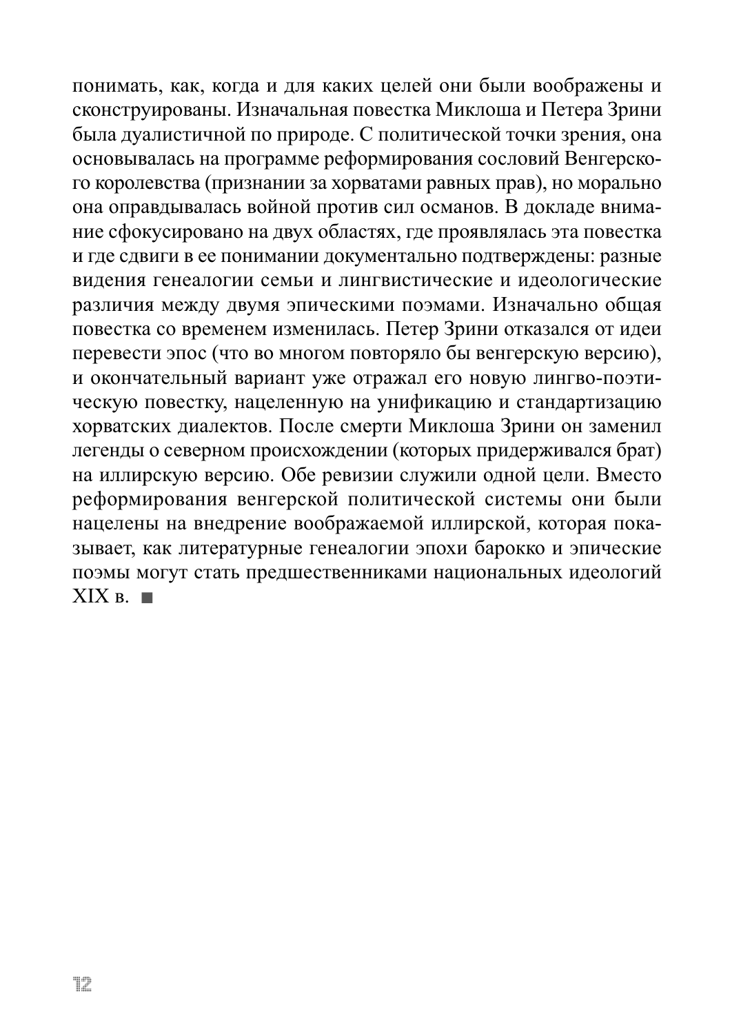понимать, как, когда и для каких целей они были воображены и сконструированы. Изначальная повестка Миклоша и Петера Зрини была дуалистичной по природе. С политической точки зрения, она основывалась на программе реформирования сословий Венгерского королевства (признании за хорватами равных прав), но морально она оправдывалась войной против сил османов. В докладе внимание сфокусировано на двух областях, где проявлялась эта повестка и где сдвиги в ее понимании документально подтверждены: разные видения генеалогии семьи и лингвистические и идеологические различия между двумя эпическими поэмами. Изначально общая повестка со временем изменилась. Петер Зрини отказался от идеи перевести эпос (что во многом повторяло бы венгерскую версию), и окончательный вариант уже отражал его новую лингво-поэтическую повестку, нацеленную на унификацию и стандартизацию хорватских диалектов. После смерти Миклоша Зрини он заменил легенды о северном происхождении (которых придерживался брат) на иллирскую версию. Обе ревизии служили одной цели. Вместо реформирования венгерской политической системы они были нацелены на внедрение воображаемой иллирской, которая показывает, как литературные генеалогии эпохи барокко и эпические поэмы могут стать предшественниками национальных идеологий XIX в. ■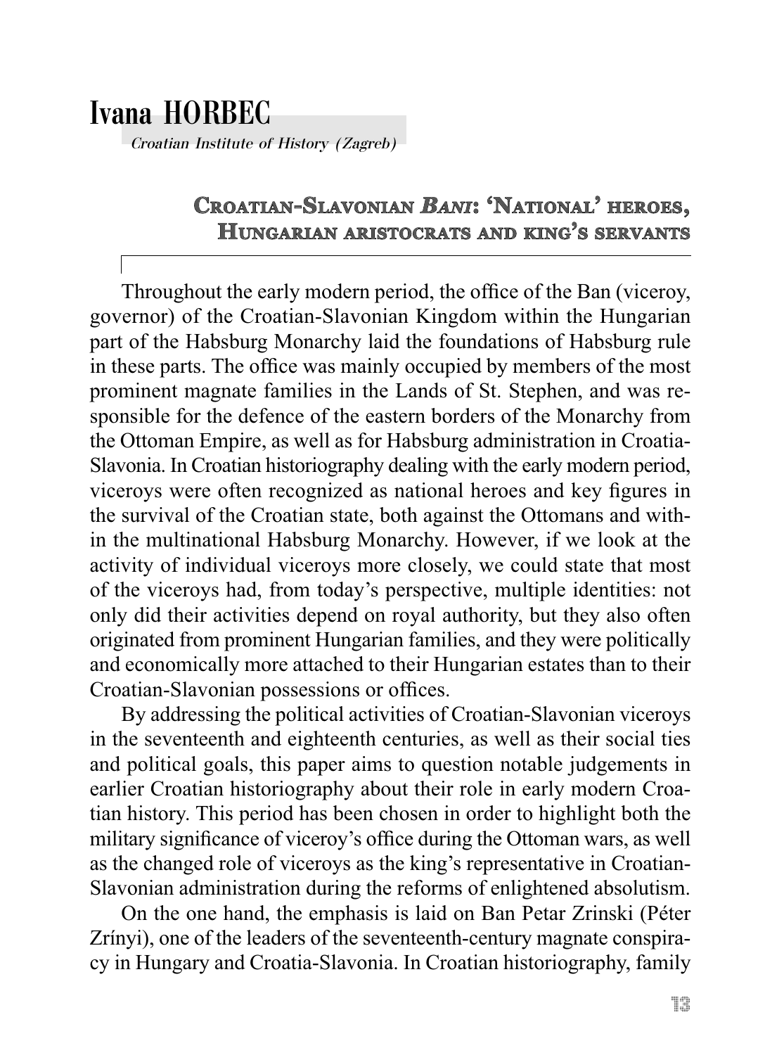# Ivana HORBEC

*Croatian Institute of History (Zagreb)*

## Croatian-Slavonian *Bani*: 'National' heroes, Hungarian aristocrats and king's servants

Throughout the early modern period, the office of the Ban (viceroy, governor) of the Croatian-Slavonian Kingdom within the Hungarian part of the Habsburg Monarchy laid the foundations of Habsburg rule in these parts. The office was mainly occupied by members of the most prominent magnate families in the Lands of St. Stephen, and was responsible for the defence of the eastern borders of the Monarchy from the Ottoman Empire, as well as for Habsburg administration in Croatia-Slavonia. In Croatian historiography dealing with the early modern period, viceroys were often recognized as national heroes and key figures in the survival of the Croatian state, both against the Ottomans and within the multinational Habsburg Monarchy. However, if we look at the activity of individual viceroys more closely, we could state that most of the viceroys had, from today's perspective, multiple identities: not only did their activities depend on royal authority, but they also often originated from prominent Hungarian families, and they were politically and economically more attached to their Hungarian estates than to their Croatian-Slavonian possessions or offices.

By addressing the political activities of Croatian-Slavonian viceroys in the seventeenth and eighteenth centuries, as well as their social ties and political goals, this paper aims to question notable judgements in earlier Croatian historiography about their role in early modern Croatian history. This period has been chosen in order to highlight both the military significance of viceroy's office during the Ottoman wars, as well as the changed role of viceroys as the king's representative in Croatian-Slavonian administration during the reforms of enlightened absolutism.

On the one hand, the emphasis is laid on Ban Petar Zrinski (Péter Zrínyi), one of the leaders of the seventeenth-century magnate conspiracy in Hungary and Croatia-Slavonia. In Croatian historiography, family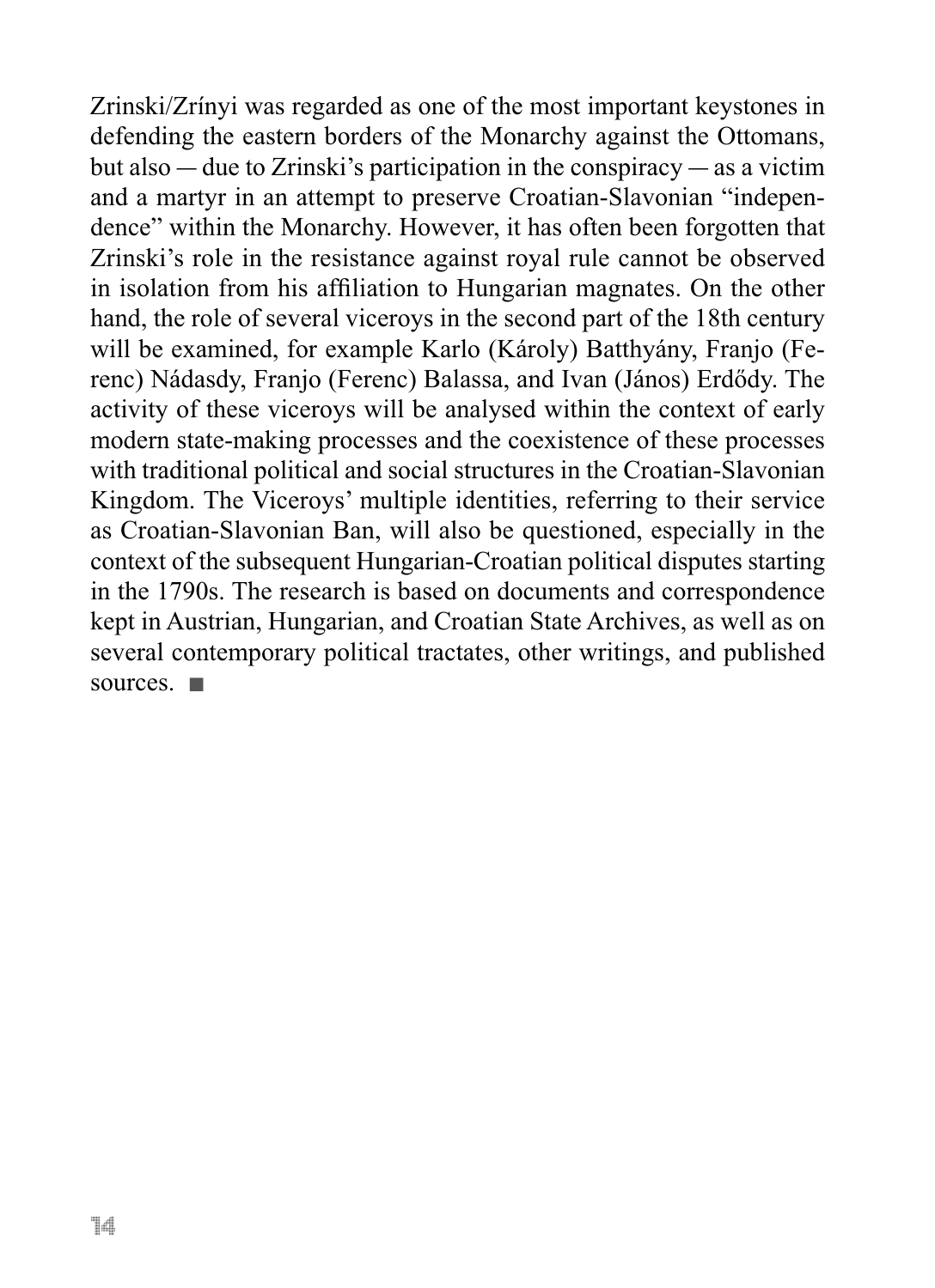Zrinski/Zrínyi was regarded as one of the most important keystones in defending the eastern borders of the Monarchy against the Ottomans, but also — due to Zrinski's participation in the conspiracy — as a victim and a martyr in an attempt to preserve Croatian-Slavonian "independence" within the Monarchy. However, it has often been forgotten that Zrinski's role in the resistance against royal rule cannot be observed in isolation from his affiliation to Hungarian magnates. On the other hand, the role of several viceroys in the second part of the 18th century will be examined, for example Karlo (Károly) Batthyány, Franjo (Ferenc) Nádasdy, Franjo (Ferenc) Balassa, and Ivan (János) Erdődy. The activity of these viceroys will be analysed within the context of early modern state-making processes and the coexistence of these processes with traditional political and social structures in the Croatian-Slavonian Kingdom. The Viceroys' multiple identities, referring to their service as Croatian-Slavonian Ban, will also be questioned, especially in the context of the subsequent Hungarian-Croatian political disputes starting in the 1790s. The research is based on documents and correspondence kept in Austrian, Hungarian, and Croatian State Archives, as well as on several contemporary political tractates, other writings, and published sources. ■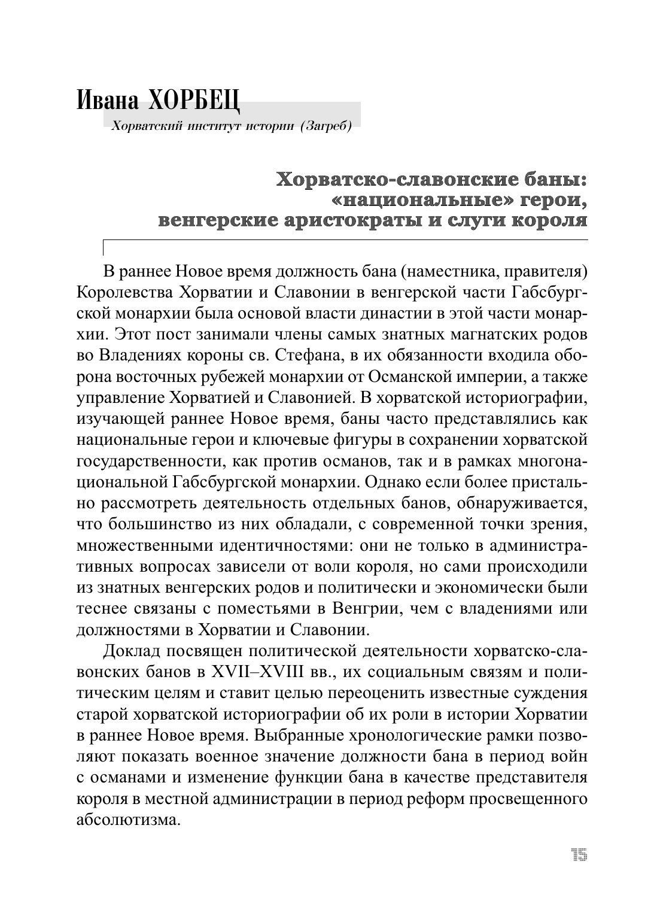# Ивана ХОРБЕЦ

*Хорватский институт истории (Загреб)*

## Хорватско-славонские баны: «национальные» герои, венгерские аристократы и слуги короля

В раннее Новое время должность бана (наместника, правителя) Королевства Хорватии и Славонии в венгерской части Габсбургской монархии была основой власти династии в этой части монархии. Этот пост занимали члены самых знатных магнатских родов во Владениях короны св. Стефана, в их обязанности входила оборона восточных рубежей монархии от Османской империи, а также управление Хорватией и Славонией. В хорватской историографии, изучающей раннее Новое время, баны часто представлялись как национальные герои и ключевые фигуры в сохранении хорватской государственности, как против османов, так и в рамках многонациональной Габсбургской монархии. Однако если более пристально рассмотреть деятельность отдельных банов, обнаруживается, что большинство из них обладали, с современной точки зрения, множественными идентичностями: они не только в административных вопросах зависели от воли короля, но сами происходили из знатных венгерских родов и политически и экономически были теснее связаны с поместьями в Венгрии, чем с владениями или должностями в Хорватии и Славонии.

Доклад посвящен политической деятельности хорватско-славонских банов в XVII–XVIII вв., их социальным связям и политическим целям и ставит целью переоценить известные суждения старой хорватской историографии об их роли в истории Хорватии в раннее Новое время. Выбранные хронологические рамки позволяют показать военное значение должности бана в период войн с османами и изменение функции бана в качестве представителя короля в местной администрации в период реформ просвещенного абсолютизма.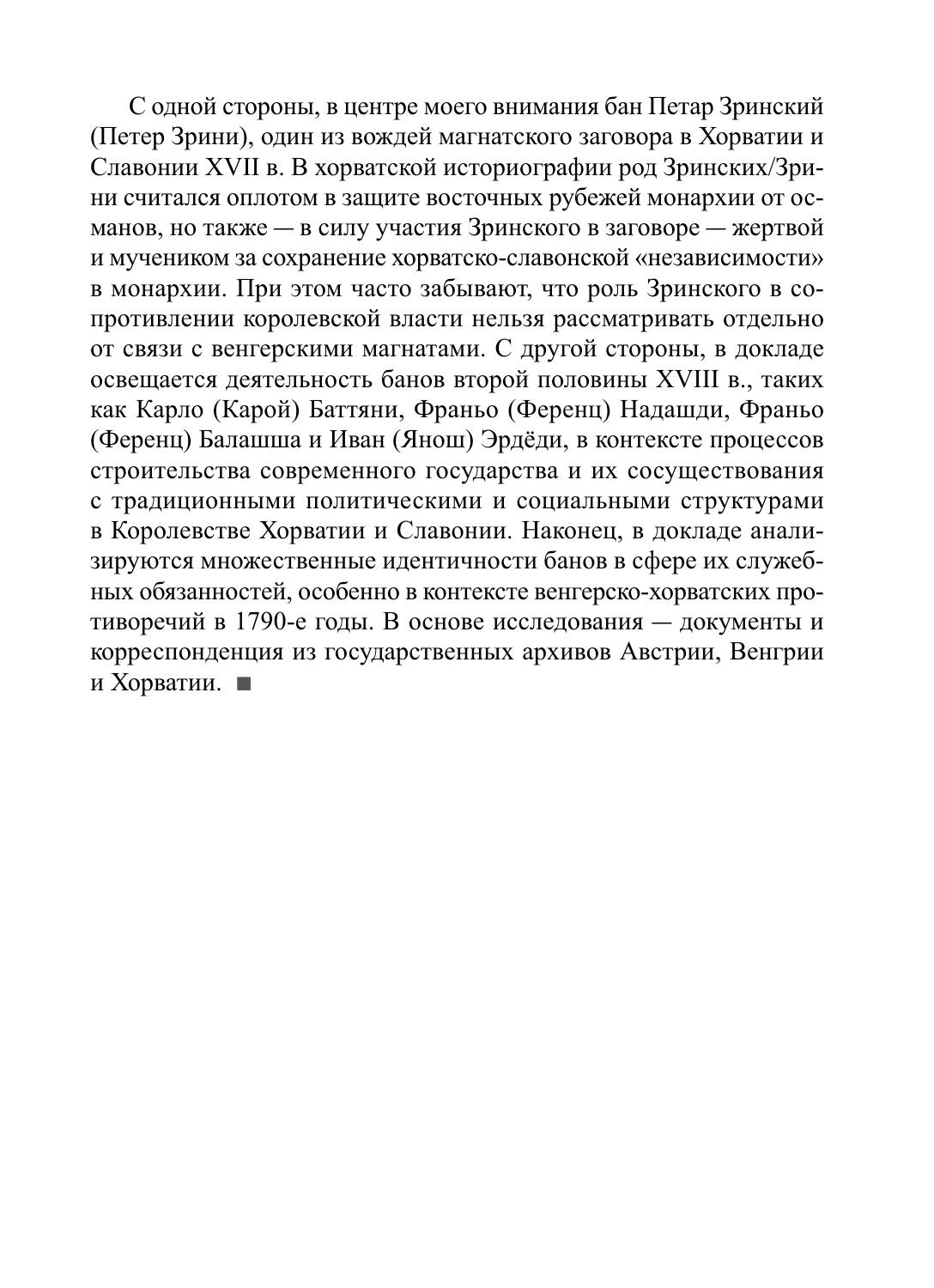С одной стороны, в центре моего внимания бан Петар Зринский (Петер Зрини), один из вождей магнатского заговора в Хорватии и Славонии XVII в. В хорватской историографии род Зринских/Зрини считался оплотом в защите восточных рубежей монархии от османов, но также — в силу участия Зринского в заговоре — жертвой и мучеником за сохранение хорватско-славонской «независимости» в монархии. При этом часто забывают, что роль Зринского в сопротивлении королевской власти нельзя рассматривать отдельно от связи с венгерскими магнатами. С другой стороны, в докладе освещается деятельность банов второй половины XVIII в., таких как Карло (Карой) Баттяни, Франьо (Ференц) Надашди, Франьо (Ференц) Балашша и Иван (Янош) Эрдёди, в контексте процессов строительства современного государства и их сосуществования с традиционными политическими и социальными структурами в Королевстве Хорватии и Славонии. Наконец, в докладе анализируются множественные идентичности банов в сфере их служебных обязанностей, особенно в контексте венгерско-хорватских противоречий в 1790-е годы. В основе исследования — документы и корреспонденция из государственных архивов Австрии, Венгрии и Хорватии. ■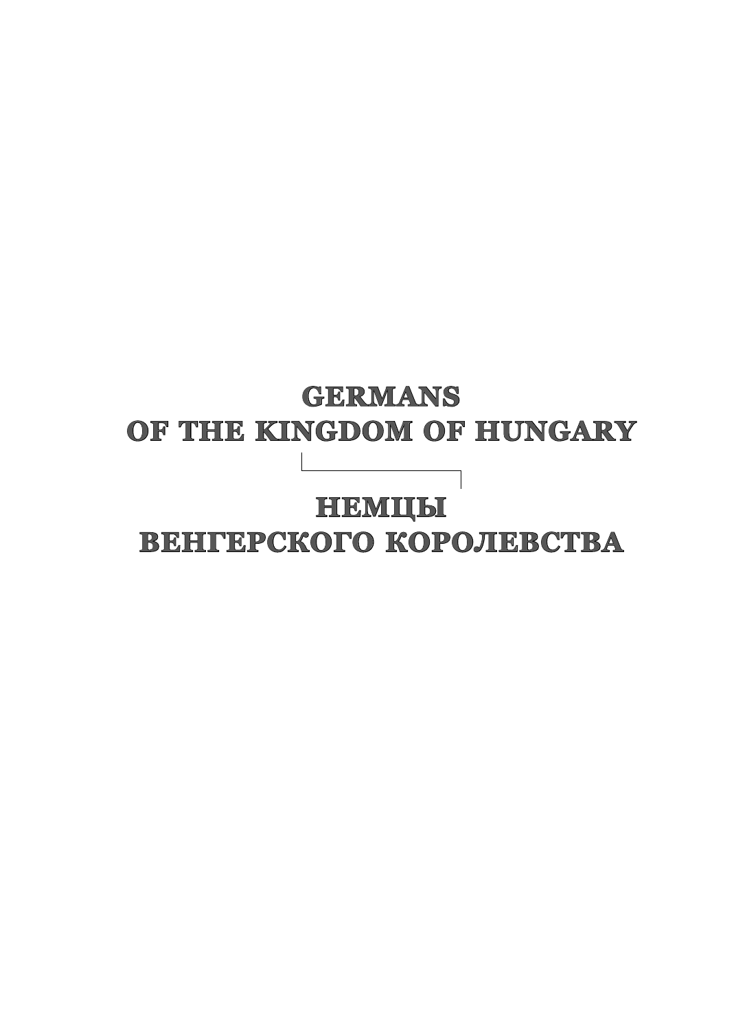# GERMANS
# OF THE KINGDOM OF HUNGARY

# НЕМЦЫ
# ВЕНГЕРСКОГО КОРОЛЕВСТВА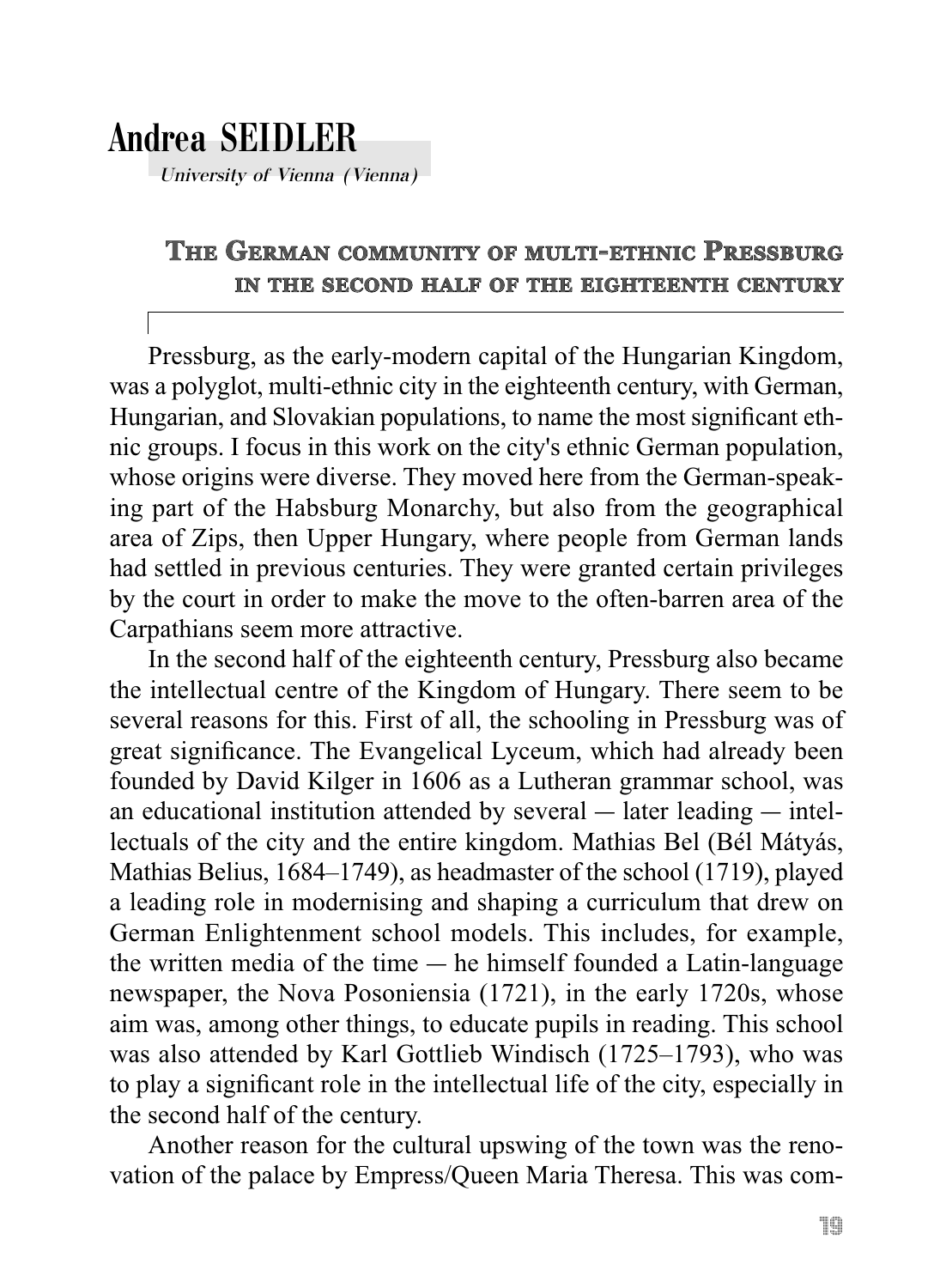# Andrea SEIDLER

*University of Vienna (Vienna)*

## The German community of multi-ethnic Pressburg in the second half of the eighteenth century

Pressburg, as the early-modern capital of the Hungarian Kingdom, was a polyglot, multi-ethnic city in the eighteenth century, with German, Hungarian, and Slovakian populations, to name the most significant ethnic groups. I focus in this work on the city's ethnic German population, whose origins were diverse. They moved here from the German-speaking part of the Habsburg Monarchy, but also from the geographical area of Zips, then Upper Hungary, where people from German lands had settled in previous centuries. They were granted certain privileges by the court in order to make the move to the often-barren area of the Carpathians seem more attractive.

In the second half of the eighteenth century, Pressburg also became the intellectual centre of the Kingdom of Hungary. There seem to be several reasons for this. First of all, the schooling in Pressburg was of great significance. The Evangelical Lyceum, which had already been founded by David Kilger in 1606 as a Lutheran grammar school, was an educational institution attended by several — later leading — intellectuals of the city and the entire kingdom. Mathias Bel (Bél Mátyás, Mathias Belius, 1684–1749), as headmaster of the school (1719), played a leading role in modernising and shaping a curriculum that drew on German Enlightenment school models. This includes, for example, the written media of the time — he himself founded a Latin-language newspaper, the Nova Posoniensia (1721), in the early 1720s, whose aim was, among other things, to educate pupils in reading. This school was also attended by Karl Gottlieb Windisch (1725–1793), who was to play a significant role in the intellectual life of the city, especially in the second half of the century.

Another reason for the cultural upswing of the town was the renovation of the palace by Empress/Queen Maria Theresa. This was com-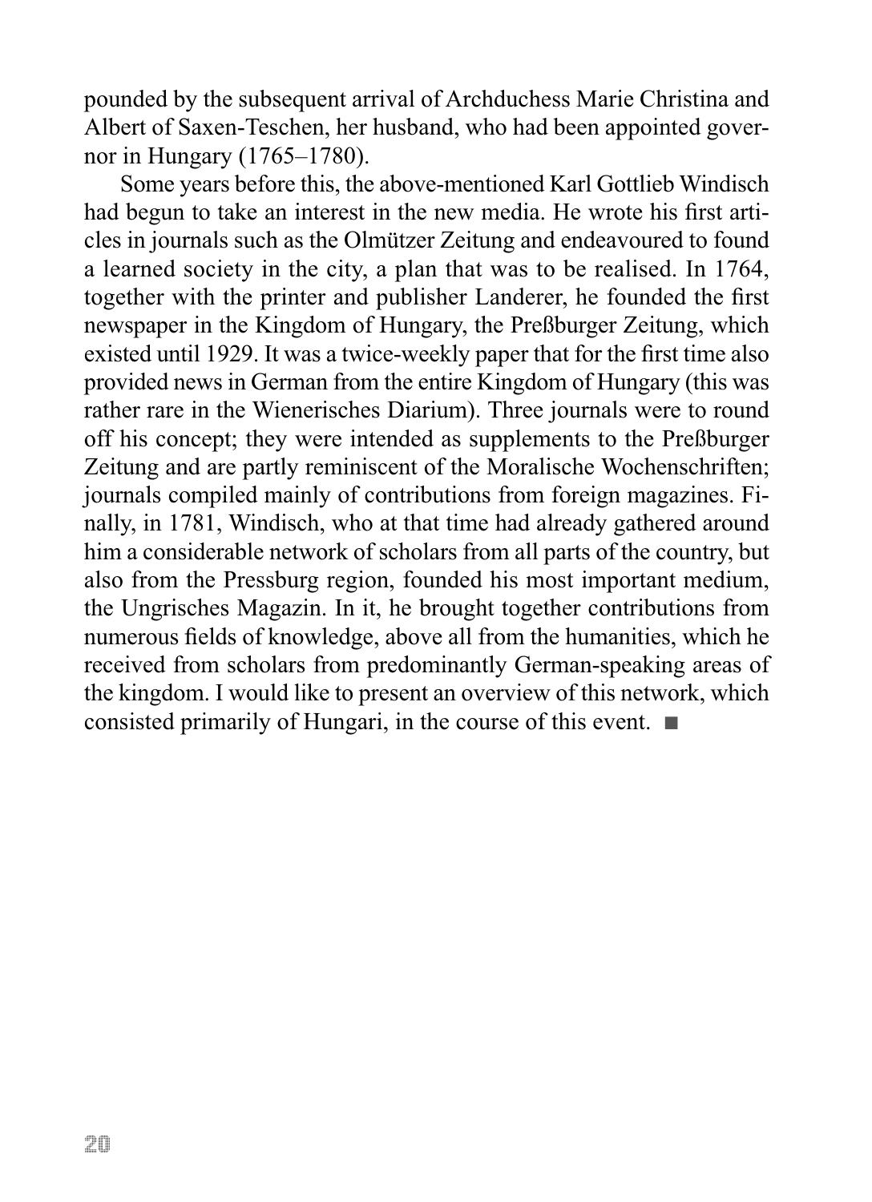pounded by the subsequent arrival of Archduchess Marie Christina and Albert of Saxen-Teschen, her husband, who had been appointed governor in Hungary (1765–1780).

Some years before this, the above-mentioned Karl Gottlieb Windisch had begun to take an interest in the new media. He wrote his first articles in journals such as the Olmützer Zeitung and endeavoured to found a learned society in the city, a plan that was to be realised. In 1764, together with the printer and publisher Landerer, he founded the first newspaper in the Kingdom of Hungary, the Preßburger Zeitung, which existed until 1929. It was a twice-weekly paper that for the first time also provided news in German from the entire Kingdom of Hungary (this was rather rare in the Wienerisches Diarium). Three journals were to round off his concept; they were intended as supplements to the Preßburger Zeitung and are partly reminiscent of the Moralische Wochenschriften; journals compiled mainly of contributions from foreign magazines. Finally, in 1781, Windisch, who at that time had already gathered around him a considerable network of scholars from all parts of the country, but also from the Pressburg region, founded his most important medium, the Ungrisches Magazin. In it, he brought together contributions from numerous fields of knowledge, above all from the humanities, which he received from scholars from predominantly German-speaking areas of the kingdom. I would like to present an overview of this network, which consisted primarily of Hungari, in the course of this event. ■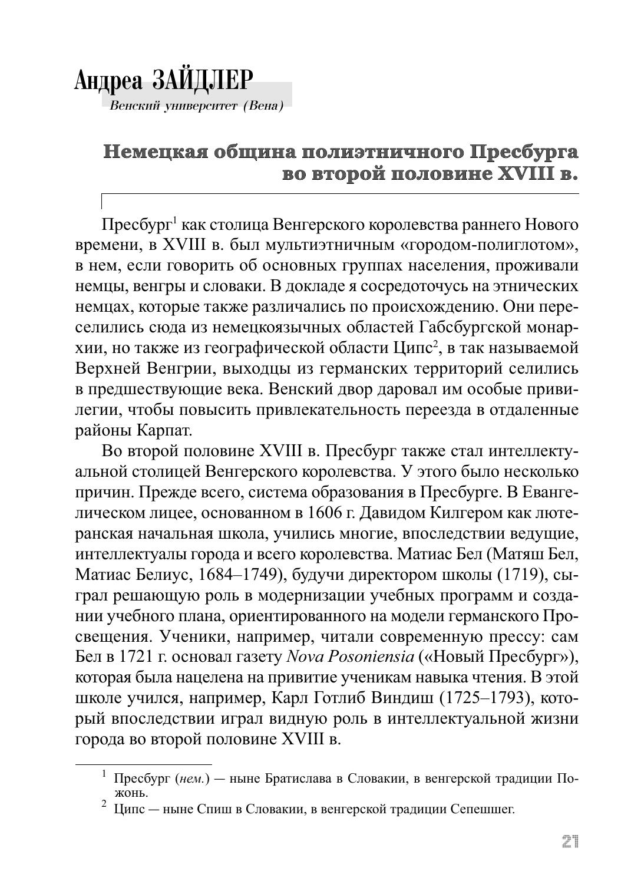# Андреа ЗАЙДЛЕР

*Венский университет (Вена)*

## Немецкая община полиэтничного Пресбурга во второй половине XVIII в.

Пресбург[1] как столица Венгерского королевства раннего Нового времени, в XVIII в. был мультиэтничным «городом-полиглотом», в нем, если говорить об основных группах населения, проживали немцы, венгры и словаки. В докладе я сосредоточусь на этнических немцах, которые также различались по происхождению. Они переселились сюда из немецкоязычных областей Габсбургской монархии, но также из географической области Ципс[2], в так называемой Верхней Венгрии, выходцы из германских территорий селились в предшествующие века. Венский двор даровал им особые привилегии, чтобы повысить привлекательность переезда в отдаленные районы Карпат.

Во второй половине XVIII в. Пресбург также стал интеллектуальной столицей Венгерского королевства. У этого было несколько причин. Прежде всего, система образования в Пресбурге. В Евангелическом лицее, основанном в 1606 г. Давидом Килгером как лютеранская начальная школа, учились многие, впоследствии ведущие, интеллектуалы города и всего королевства. Матиас Бел (Матяш Бел, Матиас Белиус, 1684–1749), будучи директором школы (1719), сыграл решающую роль в модернизации учебных программ и создании учебного плана, ориентированного на модели германского Просвещения. Ученики, например, читали современную прессу: сам Бел в 1721 г. основал газету *Nova Posoniensia* («Новый Пресбург»), которая была нацелена на привитие ученикам навыка чтения. В этой школе учился, например, Карл Готлиб Виндиш (1725–1793), который впоследствии играл видную роль в интеллектуальной жизни города во второй половине XVIII в.

---

[1] Пресбург (*нем.*) — ныне Братислава в Словакии, в венгерской традиции Пожонь.

[2] Ципс — ныне Спиш в Словакии, в венгерской традиции Сепешшег.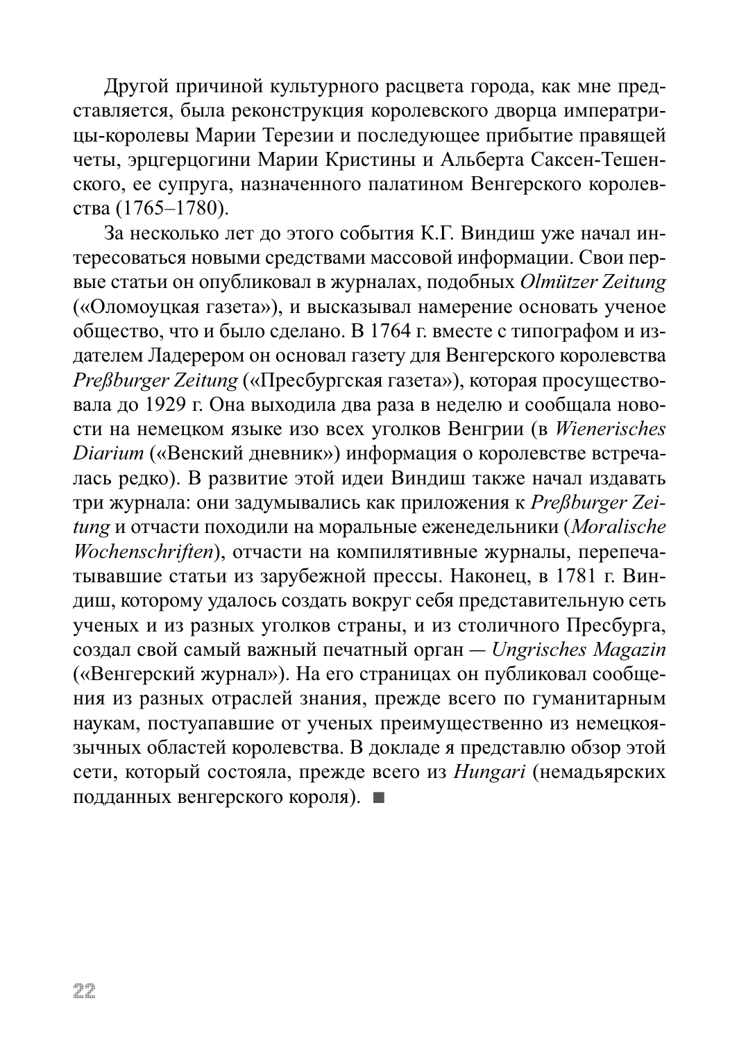Другой причиной культурного расцвета города, как мне представляется, была реконструкция королевского дворца императрицы-королевы Марии Терезии и последующее прибытие правящей четы, эрцгерцогини Марии Кристины и Альберта Саксен-Тешенского, ее супруга, назначенного палатином Венгерского королевства (1765–1780).

За несколько лет до этого события К.Г. Виндиш уже начал интересоваться новыми средствами массовой информации. Свои первые статьи он опубликовал в журналах, подобных *Olmützer Zeitung* («Оломоуцкая газета»), и высказывал намерение основать ученое общество, что и было сделано. В 1764 г. вместе с типографом и издателем Ладерером он основал газету для Венгерского королевства *Preßburger Zeitung* («Пресбургская газета»), которая просуществовала до 1929 г. Она выходила два раза в неделю и сообщала новости на немецком языке изо всех уголков Венгрии (в *Wienerisches Diarium* («Венский дневник») информация о королевстве встречалась редко). В развитие этой идеи Виндиш также начал издавать три журнала: они задумывались как приложения к *Preßburger Zeitung* и отчасти походили на моральные еженедельники (*Moralische Wochenschriften*), отчасти на компилятивные журналы, перепечатывавшие статьи из зарубежной прессы. Наконец, в 1781 г. Виндиш, которому удалось создать вокруг себя представительную сеть ученых и из разных уголков страны, и из столичного Пресбурга, создал свой самый важный печатный орган — *Ungrisches Magazin* («Венгерский журнал»). На его страницах он публиковал сообщения из разных отраслей знания, прежде всего по гуманитарным наукам, поступавшие от ученых преимущественно из немецкоязычных областей королевства. В докладе я представлю обзор этой сети, который состояла, прежде всего из *Hungari* (немадьярских подданных венгерского короля). ■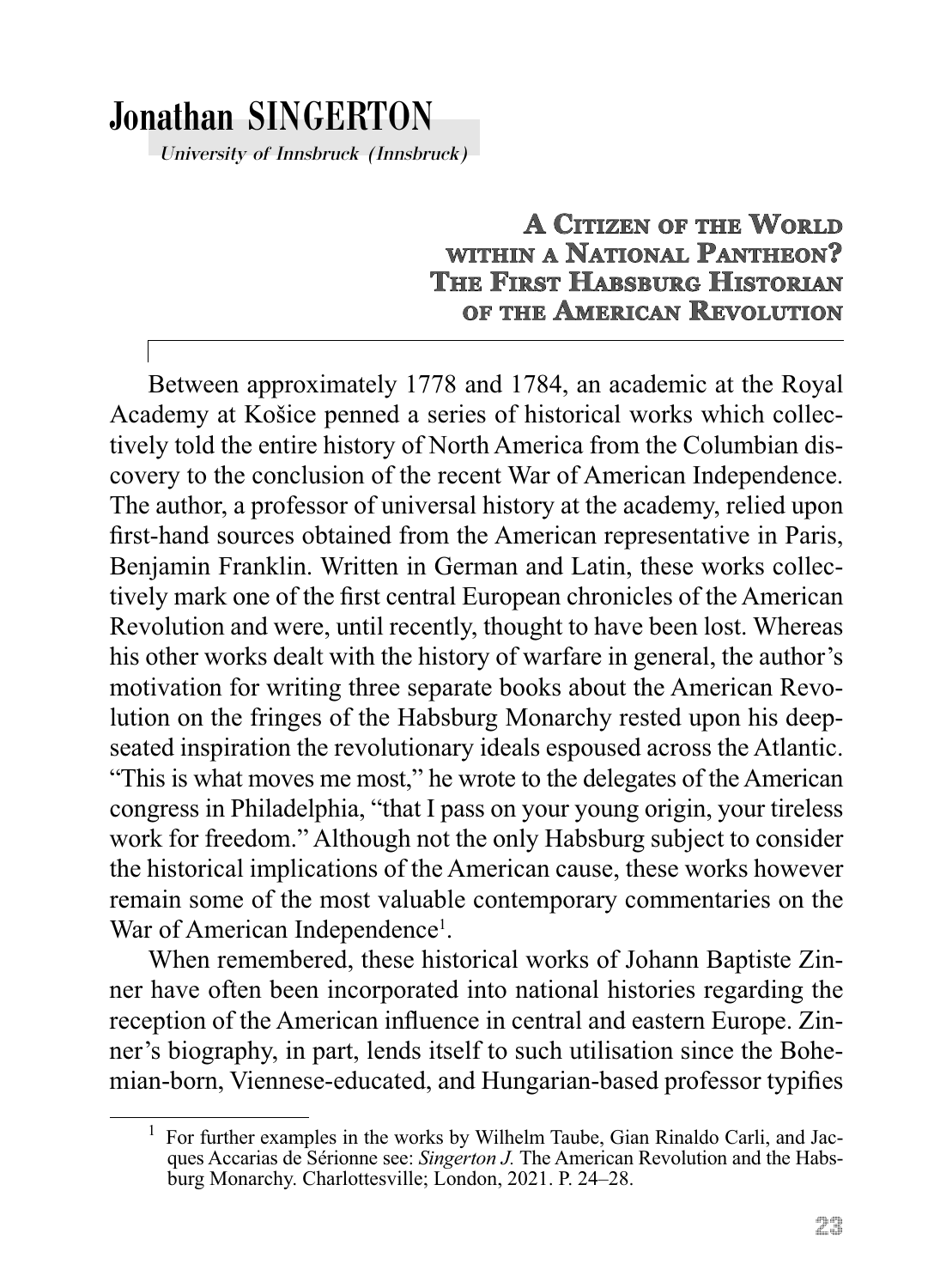# Jonathan SINGERTON

*University of Innsbruck (Innsbruck)*

## A Citizen of the World within a National Pantheon? The First Habsburg Historian of the American Revolution

Between approximately 1778 and 1784, an academic at the Royal Academy at Košice penned a series of historical works which collectively told the entire history of North America from the Columbian discovery to the conclusion of the recent War of American Independence. The author, a professor of universal history at the academy, relied upon first-hand sources obtained from the American representative in Paris, Benjamin Franklin. Written in German and Latin, these works collectively mark one of the first central European chronicles of the American Revolution and were, until recently, thought to have been lost. Whereas his other works dealt with the history of warfare in general, the author's motivation for writing three separate books about the American Revolution on the fringes of the Habsburg Monarchy rested upon his deep-seated inspiration the revolutionary ideals espoused across the Atlantic. "This is what moves me most," he wrote to the delegates of the American congress in Philadelphia, "that I pass on your young origin, your tireless work for freedom." Although not the only Habsburg subject to consider the historical implications of the American cause, these works however remain some of the most valuable contemporary commentaries on the War of American Independence[1].

When remembered, these historical works of Johann Baptiste Zinner have often been incorporated into national histories regarding the reception of the American influence in central and eastern Europe. Zinner's biography, in part, lends itself to such utilisation since the Bohemian-born, Viennese-educated, and Hungarian-based professor typifies

[1] For further examples in the works by Wilhelm Taube, Gian Rinaldo Carli, and Jacques Accarias de Sérionne see: *Singerton J.* The American Revolution and the Habsburg Monarchy. Charlottesville; London, 2021. P. 24–28.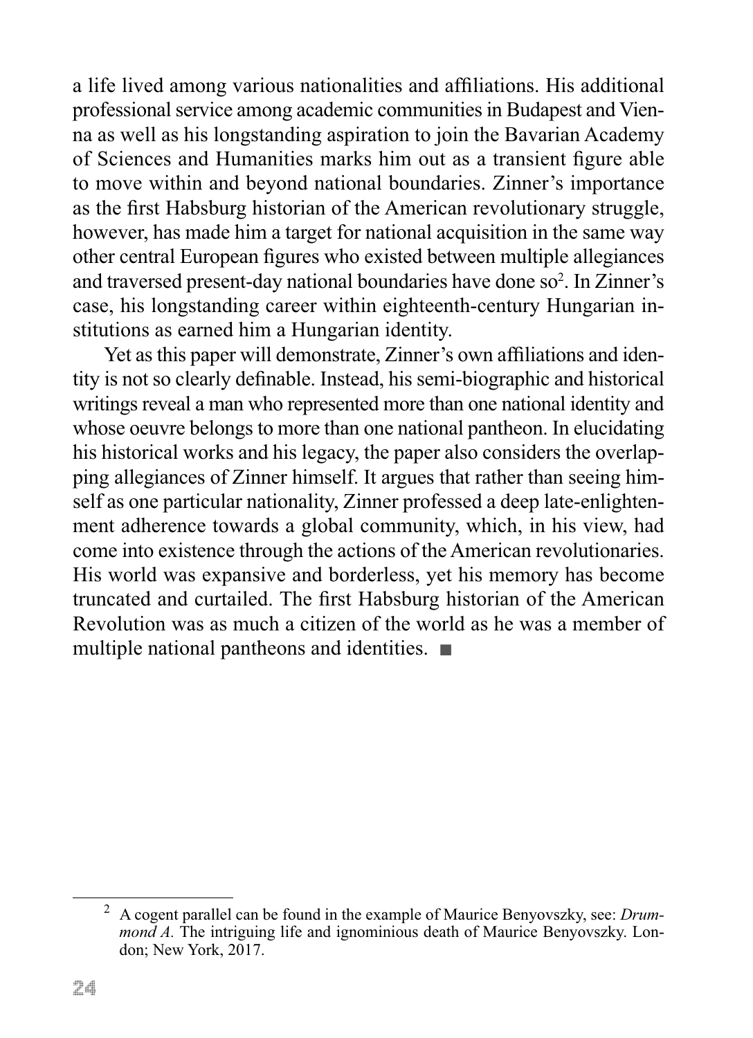a life lived among various nationalities and affiliations. His additional professional service among academic communities in Budapest and Vienna as well as his longstanding aspiration to join the Bavarian Academy of Sciences and Humanities marks him out as a transient figure able to move within and beyond national boundaries. Zinner's importance as the first Habsburg historian of the American revolutionary struggle, however, has made him a target for national acquisition in the same way other central European figures who existed between multiple allegiances and traversed present-day national boundaries have done so[2]. In Zinner's case, his longstanding career within eighteenth-century Hungarian institutions as earned him a Hungarian identity.

Yet as this paper will demonstrate, Zinner's own affiliations and identity is not so clearly definable. Instead, his semi-biographic and historical writings reveal a man who represented more than one national identity and whose oeuvre belongs to more than one national pantheon. In elucidating his historical works and his legacy, the paper also considers the overlapping allegiances of Zinner himself. It argues that rather than seeing himself as one particular nationality, Zinner professed a deep late-enlightenment adherence towards a global community, which, in his view, had come into existence through the actions of the American revolutionaries. His world was expansive and borderless, yet his memory has become truncated and curtailed. The first Habsburg historian of the American Revolution was as much a citizen of the world as he was a member of multiple national pantheons and identities. ■

---

[2] A cogent parallel can be found in the example of Maurice Benyovszky, see: *Drummond A.* The intriguing life and ignominious death of Maurice Benyovszky. London; New York, 2017.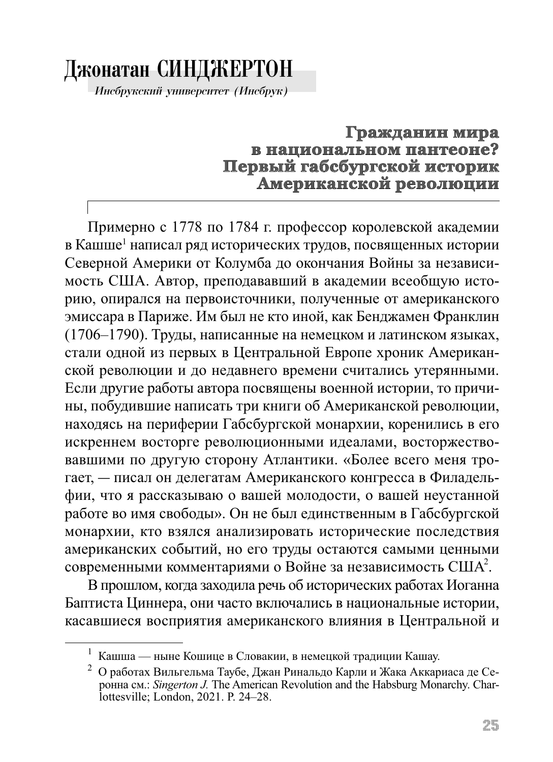# Джонатан СИНДЖЕРТОН

*Инсбрукский университет (Инсбрук)*

## Гражданин мира в национальном пантеоне? Первый габсбургской историк Американской революции

Примерно с 1778 по 1784 г. профессор королевской академии в Кашше[1] написал ряд исторических трудов, посвященных истории Северной Америки от Колумба до окончания Войны за независимость США. Автор, преподававший в академии всеобщую историю, опирался на первоисточники, полученные от американского эмиссара в Париже. Им был не кто иной, как Бенджамен Франклин (1706–1790). Труды, написанные на немецком и латинском языках, стали одной из первых в Центральной Европе хроник Американской революции и до недавнего времени считались утерянными. Если другие работы автора посвящены военной истории, то причины, побудившие написать три книги об Американской революции, находясь на периферии Габсбургской монархии, коренились в его искреннем восторге революционными идеалами, восторжествовавшими по другую сторону Атлантики. «Более всего меня трогает, — писал он делегатам Американского конгресса в Филадельфии, что я рассказываю о вашей молодости, о вашей неустанной работе во имя свободы». Он не был единственным в Габсбургской монархии, кто взялся анализировать исторические последствия американских событий, но его труды остаются самыми ценными современными комментариями о Войне за независимость США[2].

В прошлом, когда заходила речь об исторических работах Иоганна Баптиста Циннера, они часто включались в национальные истории, касавшиеся восприятия американского влияния в Центральной и

---

[1] Кашша — ныне Кошице в Словакии, в немецкой традиции Кашау.

[2] О работах Вильгельма Таубе, Джан Ринальдо Карли и Жака Аккариаса де Серонна см.: *Singerton J.* The American Revolution and the Habsburg Monarchy. Charlottesville; London, 2021. P. 24–28.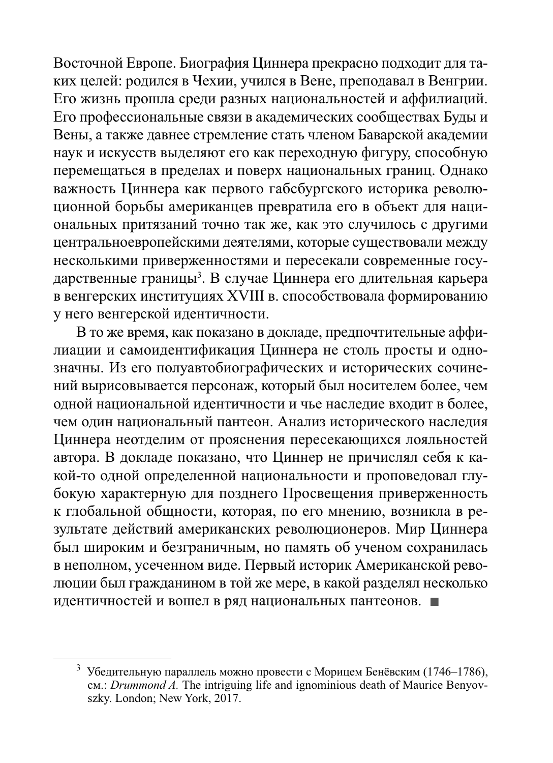Восточной Европе. Биография Циннера прекрасно подходит для таких целей: родился в Чехии, учился в Вене, преподавал в Венгрии. Его жизнь прошла среди разных национальностей и аффилиаций. Его профессиональные связи в академических сообществах Буды и Вены, а также давнее стремление стать членом Баварской академии наук и искусств выделяют его как переходную фигуру, способную перемещаться в пределах и поверх национальных границ. Однако важность Циннера как первого габсбургского историка революционной борьбы американцев превратила его в объект для национальных притязаний точно так же, как это случилось с другими центральноевропейскими деятелями, которые существовали между несколькими приверженностями и пересекали современные государственные границы[3]. В случае Циннера его длительная карьера в венгерских институциях XVIII в. способствовала формированию у него венгерской идентичности.

В то же время, как показано в докладе, предпочтительные аффилиации и самоидентификация Циннера не столь просты и однозначны. Из его полуавтобиографических и исторических сочинений вырисовывается персонаж, который был носителем более, чем одной национальной идентичности и чье наследие входит в более, чем один национальный пантеон. Анализ исторического наследия Циннера неотделим от прояснения пересекающихся лояльностей автора. В докладе показано, что Циннер не причислял себя к какой-то одной определенной национальности и проповедовал глубокую характерную для позднего Просвещения приверженность к глобальной общности, которая, по его мнению, возникла в результате действий американских революционеров. Мир Циннера был широким и безграничным, но память об ученом сохранилась в неполном, усеченном виде. Первый историк Американской революции был гражданином в той же мере, в какой разделял несколько идентичностей и вошел в ряд национальных пантеонов. ■

---

[3] Убедительную параллель можно провести с Морицем Бенёвским (1746–1786), см.: *Drummond A.* The intriguing life and ignominious death of Maurice Benyovszky. London; New York, 2017.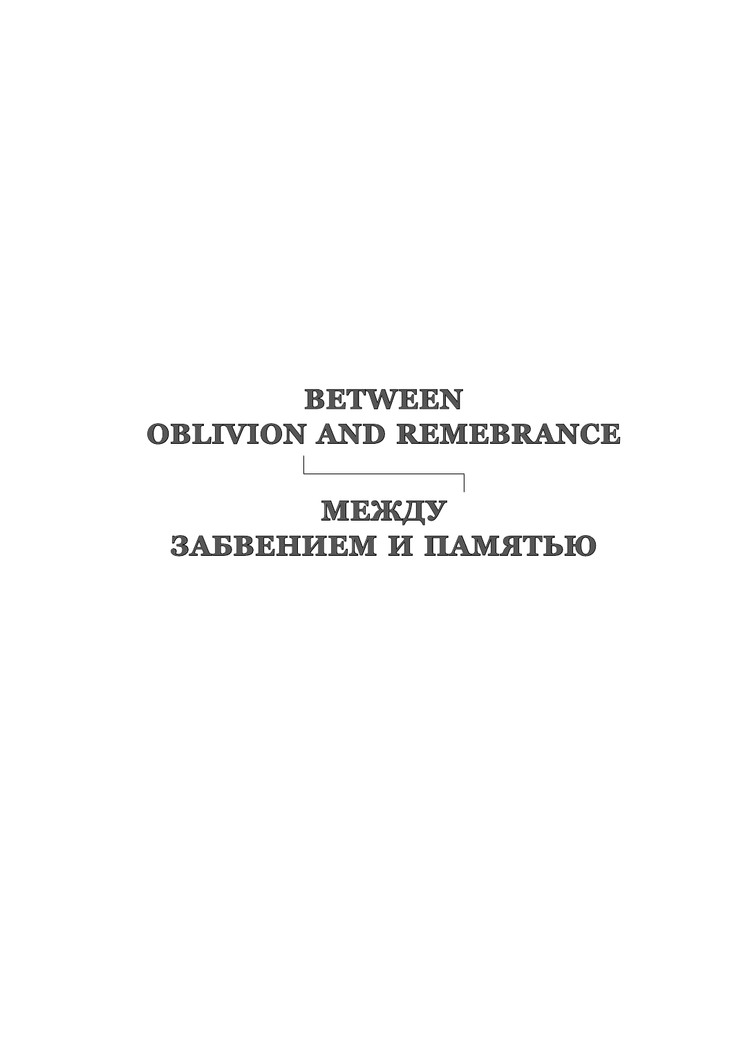# BETWEEN OBLIVION AND REMEBRANCE

# МЕЖДУ ЗАБВЕНИЕМ И ПАМЯТЬЮ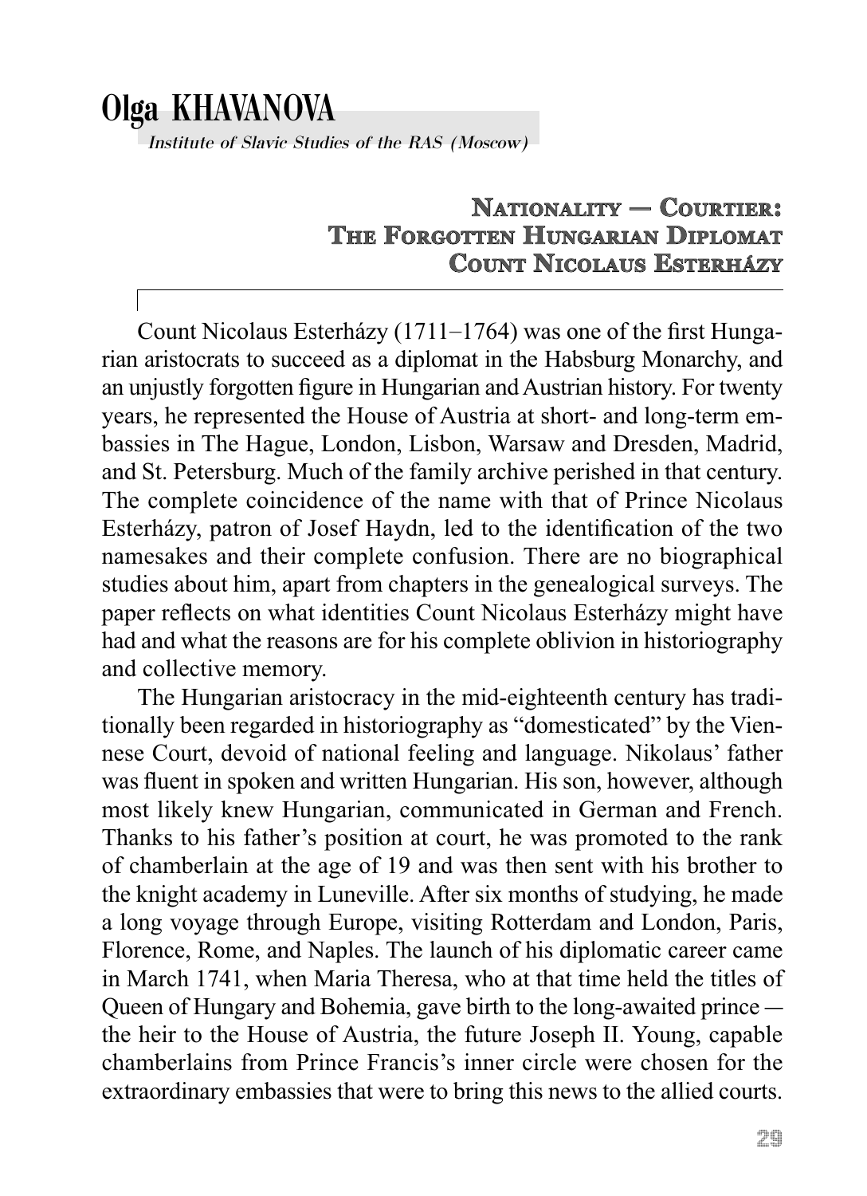# Olga KHAVANOVA

*Institute of Slavic Studies of the RAS (Moscow)*

## Nationality — Courtier: The Forgotten Hungarian Diplomat Count Nicolaus Esterházy

Count Nicolaus Esterházy (1711–1764) was one of the first Hungarian aristocrats to succeed as a diplomat in the Habsburg Monarchy, and an unjustly forgotten figure in Hungarian and Austrian history. For twenty years, he represented the House of Austria at short- and long-term embassies in The Hague, London, Lisbon, Warsaw and Dresden, Madrid, and St. Petersburg. Much of the family archive perished in that century. The complete coincidence of the name with that of Prince Nicolaus Esterházy, patron of Josef Haydn, led to the identification of the two namesakes and their complete confusion. There are no biographical studies about him, apart from chapters in the genealogical surveys. The paper reflects on what identities Count Nicolaus Esterházy might have had and what the reasons are for his complete oblivion in historiography and collective memory.

The Hungarian aristocracy in the mid-eighteenth century has traditionally been regarded in historiography as "domesticated" by the Viennese Court, devoid of national feeling and language. Nikolaus' father was fluent in spoken and written Hungarian. His son, however, although most likely knew Hungarian, communicated in German and French. Thanks to his father's position at court, he was promoted to the rank of chamberlain at the age of 19 and was then sent with his brother to the knight academy in Luneville. After six months of studying, he made a long voyage through Europe, visiting Rotterdam and London, Paris, Florence, Rome, and Naples. The launch of his diplomatic career came in March 1741, when Maria Theresa, who at that time held the titles of Queen of Hungary and Bohemia, gave birth to the long-awaited prince — the heir to the House of Austria, the future Joseph II. Young, capable chamberlains from Prince Francis's inner circle were chosen for the extraordinary embassies that were to bring this news to the allied courts.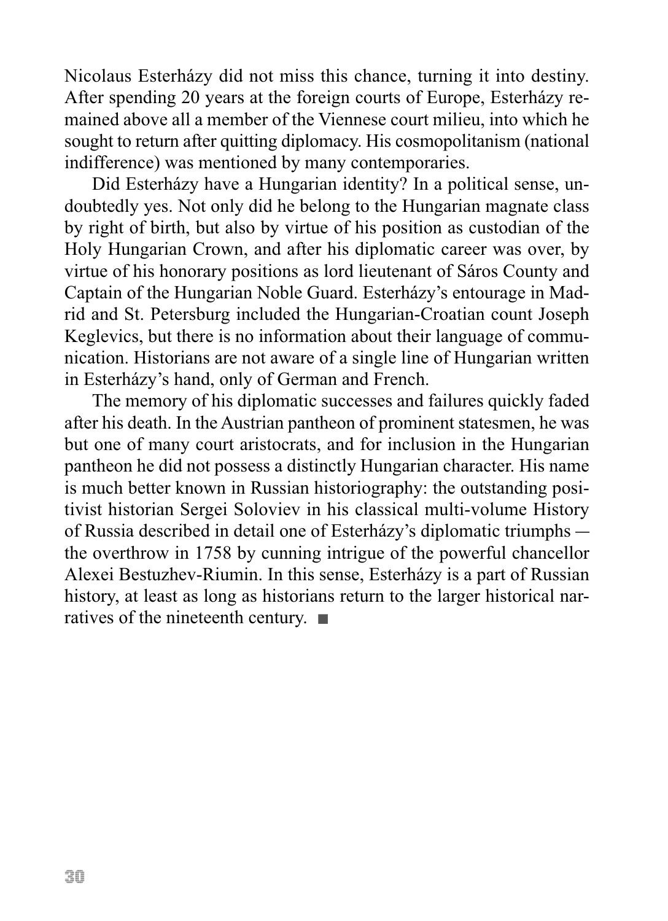Nicolaus Esterházy did not miss this chance, turning it into destiny. After spending 20 years at the foreign courts of Europe, Esterházy remained above all a member of the Viennese court milieu, into which he sought to return after quitting diplomacy. His cosmopolitanism (national indifference) was mentioned by many contemporaries.

Did Esterházy have a Hungarian identity? In a political sense, undoubtedly yes. Not only did he belong to the Hungarian magnate class by right of birth, but also by virtue of his position as custodian of the Holy Hungarian Crown, and after his diplomatic career was over, by virtue of his honorary positions as lord lieutenant of Sáros County and Captain of the Hungarian Noble Guard. Esterházy's entourage in Madrid and St. Petersburg included the Hungarian-Croatian count Joseph Keglevics, but there is no information about their language of communication. Historians are not aware of a single line of Hungarian written in Esterházy's hand, only of German and French.

The memory of his diplomatic successes and failures quickly faded after his death. In the Austrian pantheon of prominent statesmen, he was but one of many court aristocrats, and for inclusion in the Hungarian pantheon he did not possess a distinctly Hungarian character. His name is much better known in Russian historiography: the outstanding positivist historian Sergei Soloviev in his classical multi-volume History of Russia described in detail one of Esterházy's diplomatic triumphs — the overthrow in 1758 by cunning intrigue of the powerful chancellor Alexei Bestuzhev-Riumin. In this sense, Esterházy is a part of Russian history, at least as long as historians return to the larger historical narratives of the nineteenth century. ■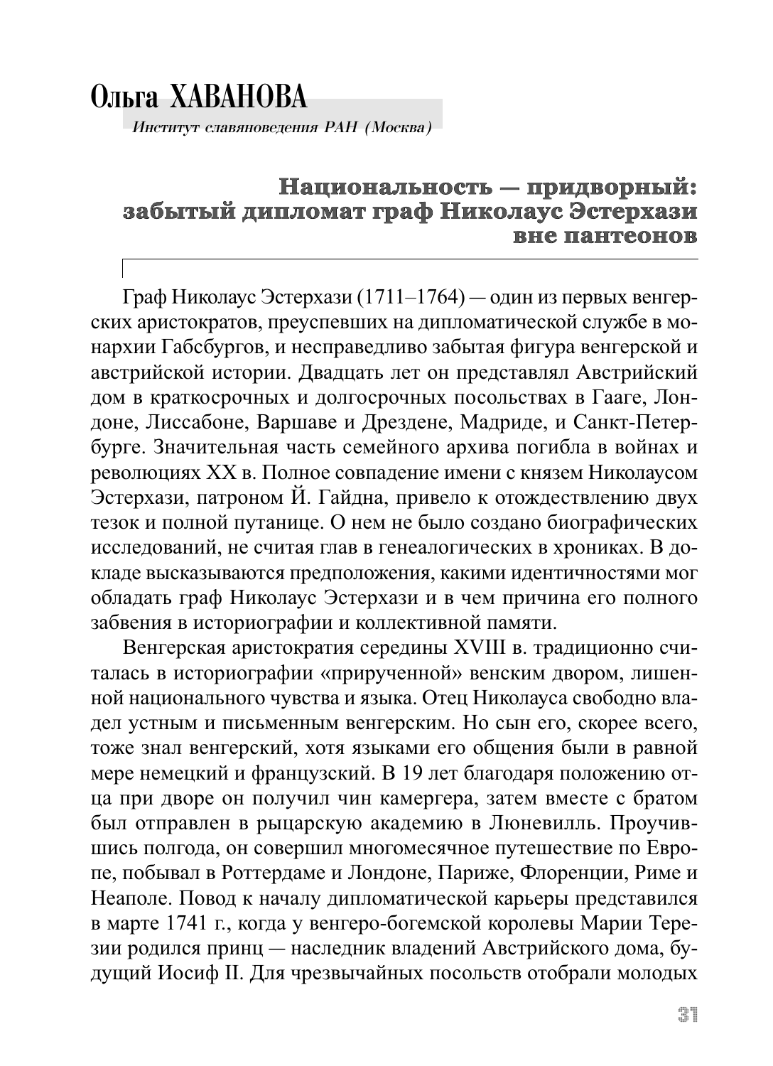# Ольга ХАВАНОВА

*Институт славяноведения РАН (Москва)*

## Национальность — придворный: забытый дипломат граф Николаус Эстерхази вне пантеонов

Граф Николаус Эстерхази (1711–1764) — один из первых венгерских аристократов, преуспевших на дипломатической службе в монархии Габсбургов, и несправедливо забытая фигура венгерской и австрийской истории. Двадцать лет он представлял Австрийский дом в краткосрочных и долгосрочных посольствах в Гааге, Лондоне, Лиссабоне, Варшаве и Дрездене, Мадриде, и Санкт-Петербурге. Значительная часть семейного архива погибла в войнах и революциях XX в. Полное совпадение имени с князем Николаусом Эстерхази, патроном Й. Гайдна, привело к отождествлению двух тезок и полной путанице. О нем не было создано биографических исследований, не считая глав в генеалогических в хрониках. В докладе высказываются предположения, какими идентичностями мог обладать граф Николаус Эстерхази и в чем причина его полного забвения в историографии и коллективной памяти.

Венгерская аристократия середины XVIII в. традиционно считалась в историографии «прирученной» венским двором, лишенной национального чувства и языка. Отец Николауса свободно владел устным и письменным венгерским. Но сын его, скорее всего, тоже знал венгерский, хотя языками его общения были в равной мере немецкий и французский. В 19 лет благодаря положению отца при дворе он получил чин камергера, затем вместе с братом был отправлен в рыцарскую академию в Люневилль. Проучившись полгода, он совершил многомесячное путешествие по Европе, побывал в Роттердаме и Лондоне, Париже, Флоренции, Риме и Неаполе. Повод к началу дипломатической карьеры представился в марте 1741 г., когда у венгеро-богемской королевы Марии Терезии родился принц — наследник владений Австрийского дома, будущий Иосиф II. Для чрезвычайных посольств отобрали молодых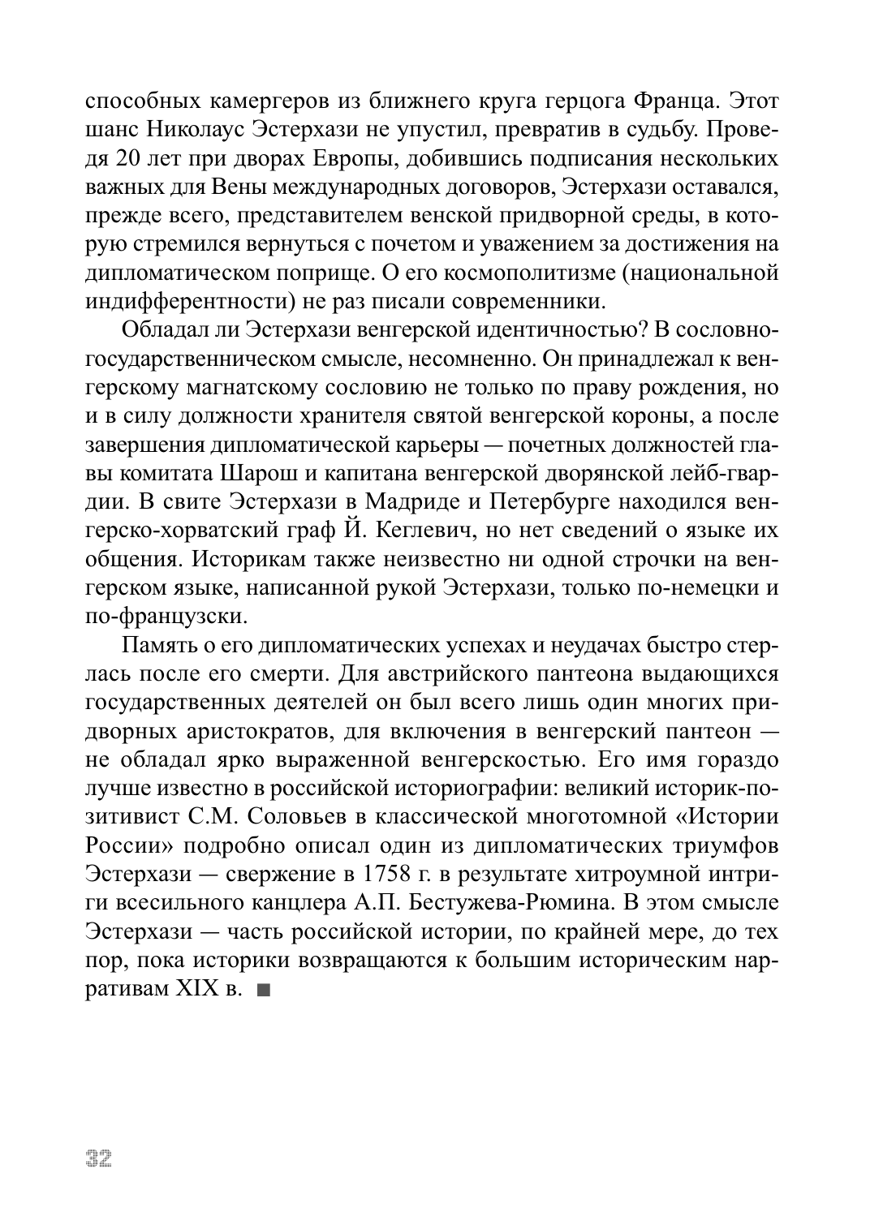способных камергеров из ближнего круга герцога Франца. Этот шанс Николаус Эстерхази не упустил, превратив в судьбу. Проведя 20 лет при дворах Европы, добившись подписания нескольких важных для Вены международных договоров, Эстерхази оставался, прежде всего, представителем венской придворной среды, в которую стремился вернуться с почетом и уважением за достижения на дипломатическом поприще. О его космополитизме (национальной индифферентности) не раз писали современники.

Обладал ли Эстерхази венгерской идентичностью? В сословно-государственническом смысле, несомненно. Он принадлежал к венгерскому магнатскому сословию не только по праву рождения, но и в силу должности хранителя святой венгерской короны, а после завершения дипломатической карьеры — почетных должностей главы комитата Шарош и капитана венгерской дворянской лейб-гвардии. В свите Эстерхази в Мадриде и Петербурге находился венгерско-хорватский граф Й. Кеглевич, но нет сведений о языке их общения. Историкам также неизвестно ни одной строчки на венгерском языке, написанной рукой Эстерхази, только по-немецки и по-французски.

Память о его дипломатических успехах и неудачах быстро стерлась после его смерти. Для австрийского пантеона выдающихся государственных деятелей он был всего лишь один многих придворных аристократов, для включения в венгерский пантеон — не обладал ярко выраженной венгерскостью. Его имя гораздо лучше известно в российской историографии: великий историк-позитивист С.М. Соловьев в классической многотомной «Истории России» подробно описал один из дипломатических триумфов Эстерхази — свержение в 1758 г. в результате хитроумной интриги всесильного канцлера А.П. Бестужева-Рюмина. В этом смысле Эстерхази — часть российской истории, по крайней мере, до тех пор, пока историки возвращаются к большим историческим нарративам XIX в. ■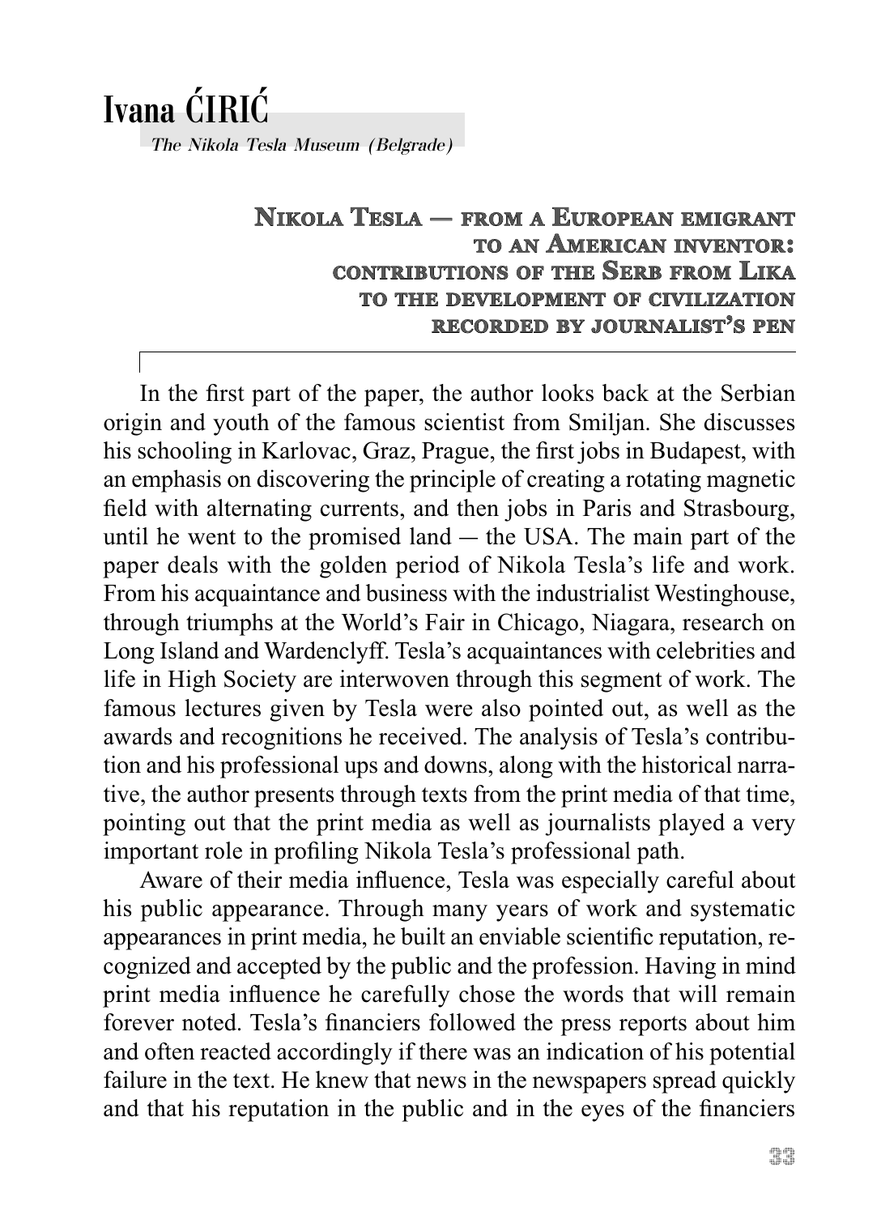# Ivana ĆIRIĆ

*The Nikola Tesla Museum (Belgrade)*

## Nikola Tesla — from a European emigrant to an American inventor: contributions of the Serb from Lika to the development of civilization recorded by journalist's pen

In the first part of the paper, the author looks back at the Serbian origin and youth of the famous scientist from Smiljan. She discusses his schooling in Karlovac, Graz, Prague, the first jobs in Budapest, with an emphasis on discovering the principle of creating a rotating magnetic field with alternating currents, and then jobs in Paris and Strasbourg, until he went to the promised land — the USA. The main part of the paper deals with the golden period of Nikola Tesla's life and work. From his acquaintance and business with the industrialist Westinghouse, through triumphs at the World's Fair in Chicago, Niagara, research on Long Island and Wardenclyff. Tesla's acquaintances with celebrities and life in High Society are interwoven through this segment of work. The famous lectures given by Tesla were also pointed out, as well as the awards and recognitions he received. The analysis of Tesla's contribution and his professional ups and downs, along with the historical narrative, the author presents through texts from the print media of that time, pointing out that the print media as well as journalists played a very important role in profiling Nikola Tesla's professional path.

Aware of their media influence, Tesla was especially careful about his public appearance. Through many years of work and systematic appearances in print media, he built an enviable scientific reputation, recognized and accepted by the public and the profession. Having in mind print media influence he carefully chose the words that will remain forever noted. Tesla's financiers followed the press reports about him and often reacted accordingly if there was an indication of his potential failure in the text. He knew that news in the newspapers spread quickly and that his reputation in the public and in the eyes of the financiers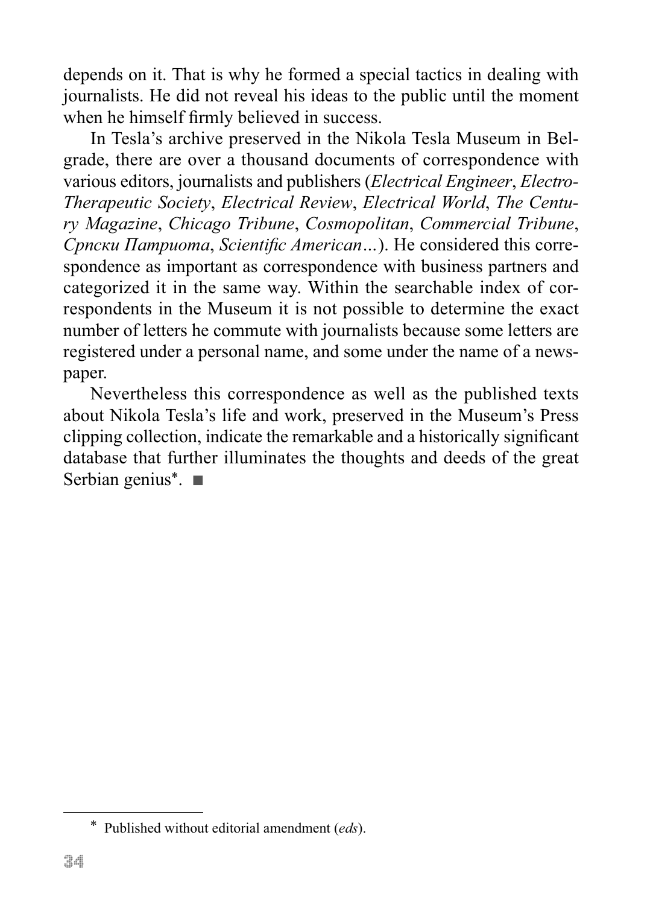depends on it. That is why he formed a special tactics in dealing with journalists. He did not reveal his ideas to the public until the moment when he himself firmly believed in success.

In Tesla's archive preserved in the Nikola Tesla Museum in Belgrade, there are over a thousand documents of correspondence with various editors, journalists and publishers (*Electrical Engineer*, *Electro-Therapeutic Society*, *Electrical Review*, *Electrical World*, *The Century Magazine*, *Chicago Tribune*, *Cosmopolitan*, *Commercial Tribune*, *Српски Патриота*, *Scientific American*...). He considered this correspondence as important as correspondence with business partners and categorized it in the same way. Within the searchable index of correspondents in the Museum it is not possible to determine the exact number of letters he commute with journalists because some letters are registered under a personal name, and some under the name of a newspaper.

Nevertheless this correspondence as well as the published texts about Nikola Tesla's life and work, preserved in the Museum's Press clipping collection, indicate the remarkable and a historically significant database that further illuminates the thoughts and deeds of the great Serbian genius*. ■

---

\* Published without editorial amendment (*eds*).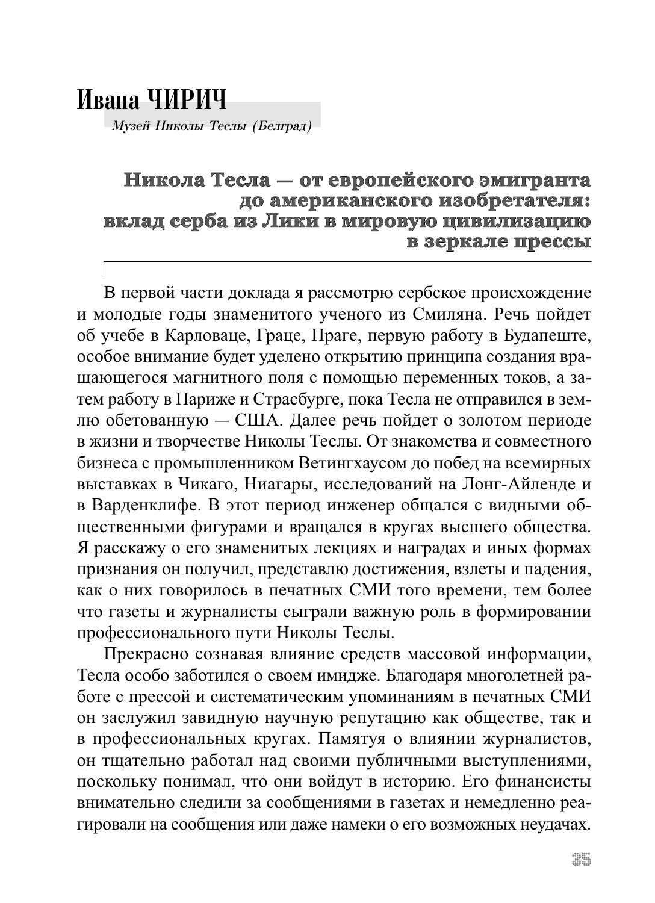# Ивана ЧИРИЧ

*Музей Николы Теслы (Белград)*

## Никола Тесла — от европейского эмигранта до американского изобретателя: вклад серба из Лики в мировую цивилизацию в зеркале прессы

В первой части доклада я рассмотрю сербское происхождение и молодые годы знаменитого ученого из Смиляна. Речь пойдет об учебе в Карловаце, Граце, Праге, первую работу в Будапеште, особое внимание будет уделено открытию принципа создания вращающегося магнитного поля с помощью переменных токов, а затем работу в Париже и Страсбурге, пока Тесла не отправился в землю обетованную — США. Далее речь пойдет о золотом периоде в жизни и творчестве Николы Теслы. От знакомства и совместного бизнеса с промышленником Ветингхаусом до побед на всемирных выставках в Чикаго, Ниагары, исследований на Лонг-Айленде и в Варденклифе. В этот период инженер общался с видными общественными фигурами и вращался в кругах высшего общества. Я расскажу о его знаменитых лекциях и наградах и иных формах признания он получил, представлю достижения, взлеты и падения, как о них говорилось в печатных СМИ того времени, тем более что газеты и журналисты сыграли важную роль в формировании профессионального пути Николы Теслы.

Прекрасно сознавая влияние средств массовой информации, Тесла особо заботился о своем имидже. Благодаря многолетней работе с прессой и систематическим упоминаниям в печатных СМИ он заслужил завидную научную репутацию как обществе, так и в профессиональных кругах. Памятуя о влиянии журналистов, он тщательно работал над своими публичными выступлениями, поскольку понимал, что они войдут в историю. Его финансисты внимательно следили за сообщениями в газетах и немедленно реагировали на сообщения или даже намеки о его возможных неудачах.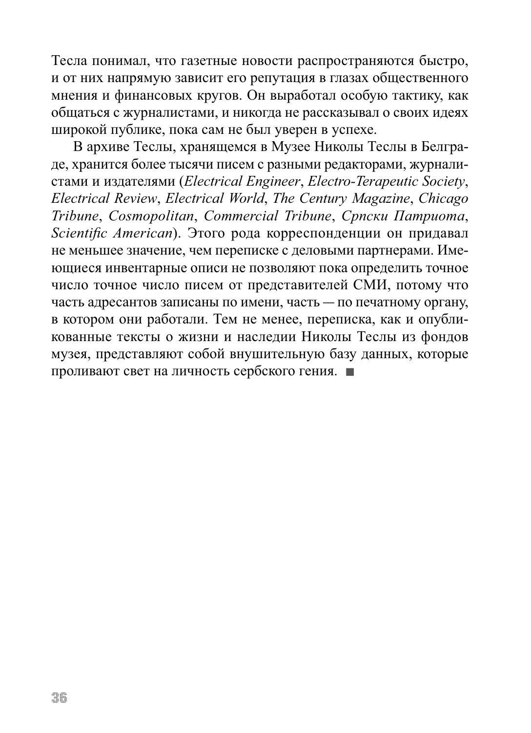Тесла понимал, что газетные новости распространяются быстро, и от них напрямую зависит его репутация в глазах общественного мнения и финансовых кругов. Он выработал особую тактику, как общаться с журналистами, и никогда не рассказывал о своих идеях широкой публике, пока сам не был уверен в успехе.

В архиве Теслы, хранящемся в Музее Николы Теслы в Белграде, хранится более тысячи писем с разными редакторами, журналистами и издателями (*Electrical Engineer*, *Electro-Terapeutic Society*, *Electrical Review*, *Electrical World*, *The Century Magazine*, *Chicago Tribune*, *Cosmopolitan*, *Commercial Tribune*, *Српски Патриота*, *Scientific American*). Этого рода корреспонденции он придавал не меньшее значение, чем переписке с деловыми партнерами. Имеющиеся инвентарные описи не позволяют пока определить точное число точное число писем от представителей СМИ, потому что часть адресантов записаны по имени, часть — по печатному органу, в котором они работали. Тем не менее, переписка, как и опубликованные тексты о жизни и наследии Николы Теслы из фондов музея, представляют собой внушительную базу данных, которые проливают свет на личность сербского гения. ■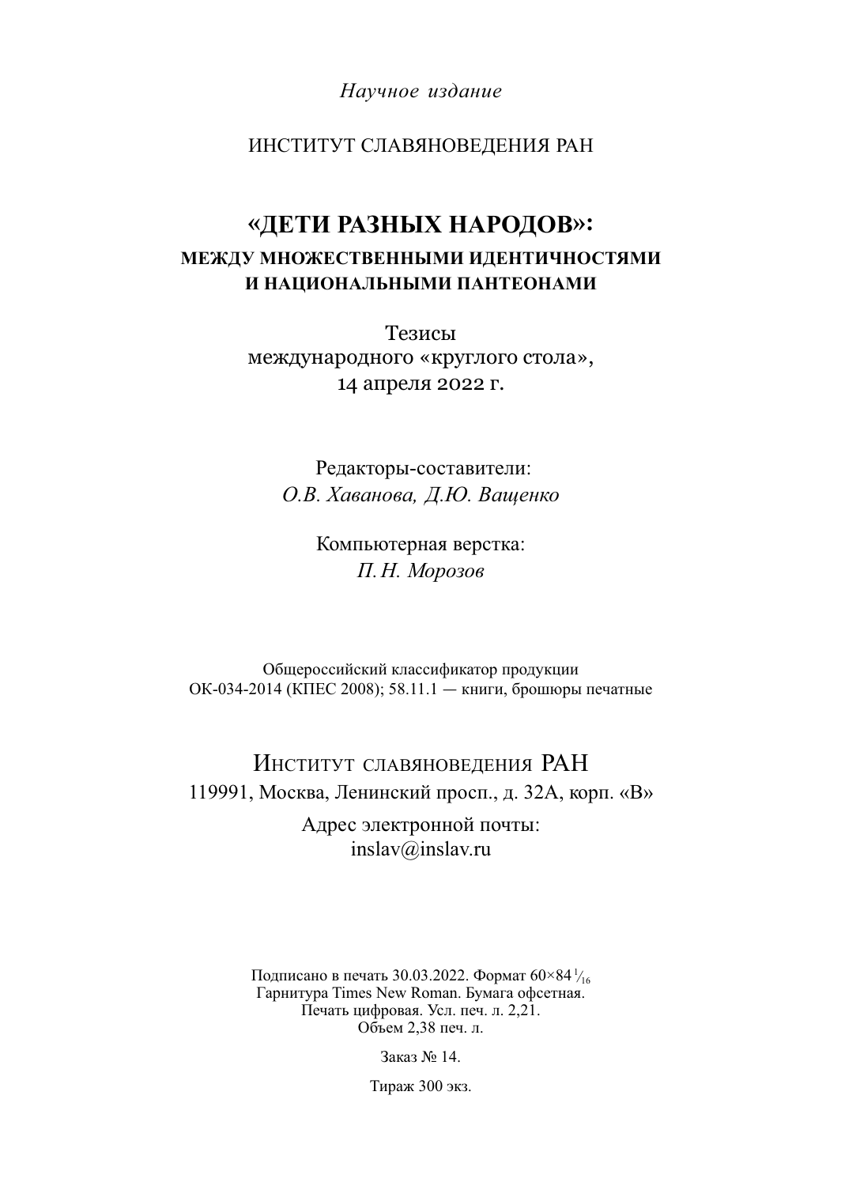*Научное издание*

ИНСТИТУТ СЛАВЯНОВЕДЕНИЯ РАН

# «ДЕТИ РАЗНЫХ НАРОДОВ»:

## МЕЖДУ МНОЖЕСТВЕННЫМИ ИДЕНТИЧНОСТЯМИ И НАЦИОНАЛЬНЫМИ ПАНТЕОНАМИ

Тезисы
международного «круглого стола»,
14 апреля 2022 г.

Редакторы-составители:
*О.В. Хаванова, Д.Ю. Ващенко*

Компьютерная верстка:
*П.Н. Морозов*

Общероссийский классификатор продукции
ОК-034-2014 (КПЕС 2008); 58.11.1 — книги, брошюры печатные

Институт славяноведения РАН
119991, Москва, Ленинский просп., д. 32А, корп. «В»

Адрес электронной почты:
inslav@inslav.ru

Подписано в печать 30.03.2022. Формат 60×84 1/16
Гарнитура Times New Roman. Бумага офсетная.
Печать цифровая. Усл. печ. л. 2,21.
Объем 2,38 печ. л.

Заказ № 14.

Тираж 300 экз.